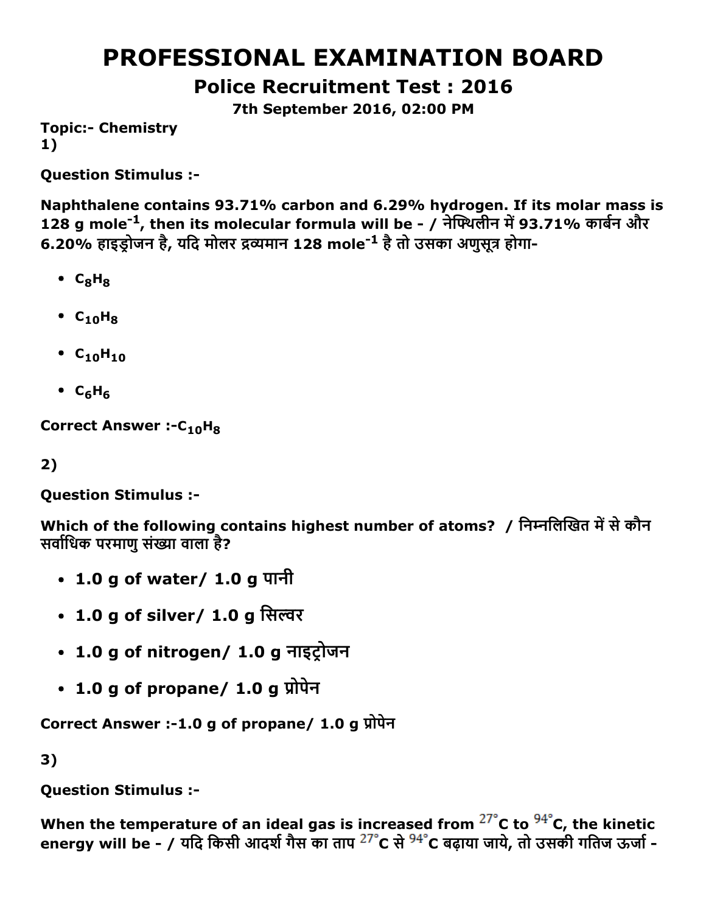# PROFESSIONAL EXAMINATION BOARD

## Police Recruitment Test : 2016

**7th September 2016, 02:00 PM**

**Topic:- Chemistry**

**1)**

**Question Stimulus :-**

**Naphthalene contains 93.71% carbon and 6.29% hydrogen. If its molar mass is 128 g mole$^{-1}$, then its molecular formula will be - / नेफ्थिलीन में 93.71% कार्बन और 6.20% हाइड्रोजन है, यदि मोलर द्रव्यमान 128 mole$^{-1}$ है तो उसका अणुसूत्र होगा-**

- $C_8H_8$
- $C_{10}H_8$
- $C_{10}H_{10}$
- $C_6H_6$

**Correct Answer :-$C_{10}H_8$**

**2)**

**Question Stimulus :-**

**Which of the following contains highest number of atoms? / निम्नलिखित में से कौन सर्वाधिक परमाणु संख्या वाला है?**

- **1.0 g of water/ 1.0 g पानी**
- **1.0 g of silver/ 1.0 g सिल्वर**
- **1.0 g of nitrogen/ 1.0 g नाइट्रोजन**
- **1.0 g of propane/ 1.0 g प्रोपेन**

**Correct Answer :-1.0 g of propane/ 1.0 g प्रोपेन**

**3)**

**Question Stimulus :-**

**When the temperature of an ideal gas is increased from $27^{\circ}$C to $94^{\circ}$C, the kinetic energy will be - / यदि किसी आदर्श गैस का ताप $27^{\circ}$C से $94^{\circ}$C बढ़ाया जाये, तो उसकी गतिज ऊर्जा -**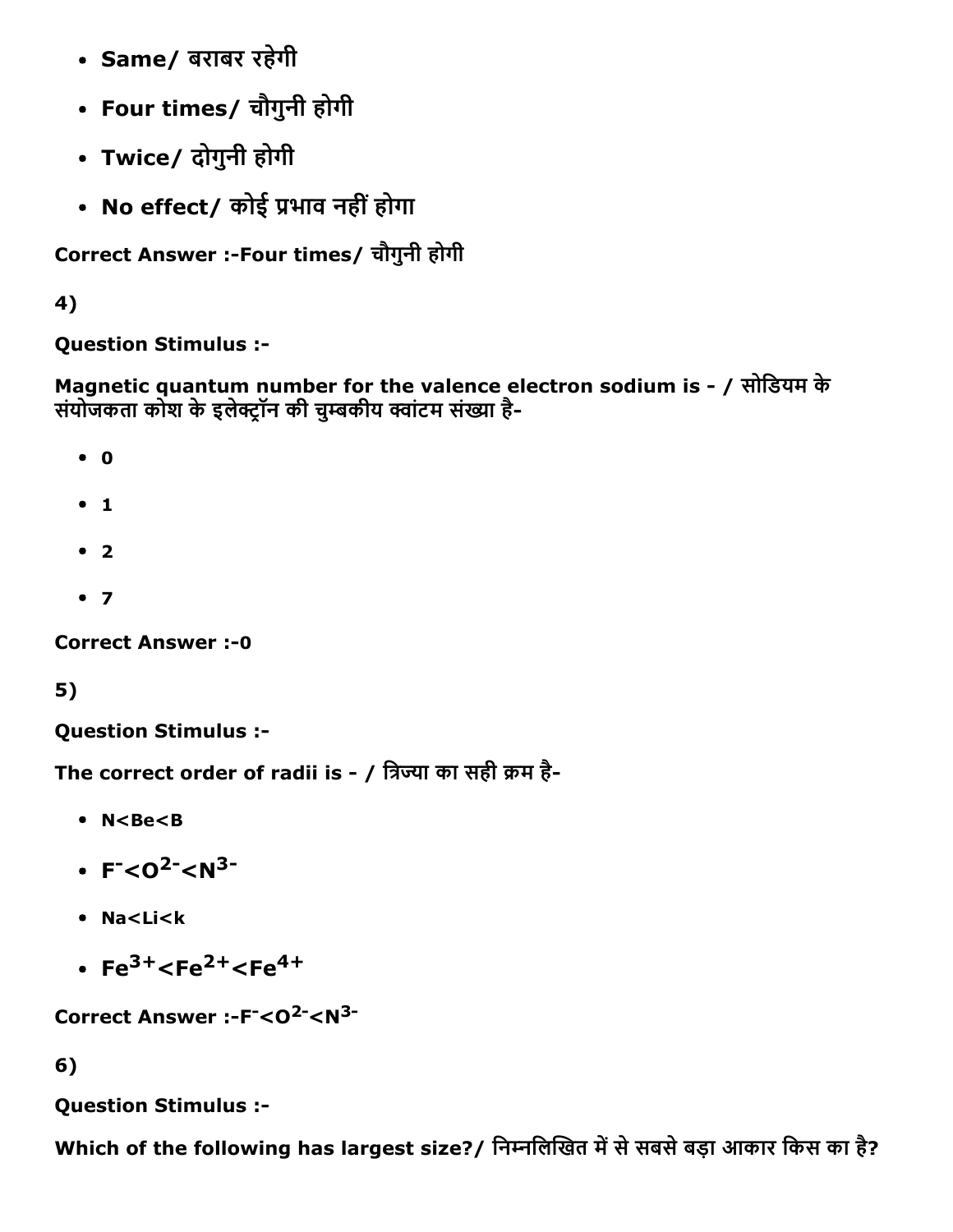- Same/ बराबर रहेगी
- Four times/ चौगुनी होगी
- Twice/ दोगुनी होगी
- No effect/ कोई प्रभाव नहीं होगा

**Correct Answer :-Four times/ चौगुनी होगी**

**4)**

**Question Stimulus :-**

**Magnetic quantum number for the valence electron sodium is - / सोडियम के संयोजकता कोश के इलेक्ट्रॉन की चुम्बकीय क्वांटम संख्या है-**

- 0
- 1
- 2
- 7

**Correct Answer :-0**

**5)**

**Question Stimulus :-**

**The correct order of radii is - / त्रिज्या का सही क्रम है-**

- N<Be<B
- $F^{-}<O^{2-}<N^{3-}$
- Na<Li<k
- $Fe^{3+}<Fe^{2+}<Fe^{4+}$

**Correct Answer :-$F^{-}<O^{2-}<N^{3-}$**

**6)**

**Question Stimulus :-**

**Which of the following has largest size?/ निम्नलिखित में से सबसे बड़ा आकार किस का है?**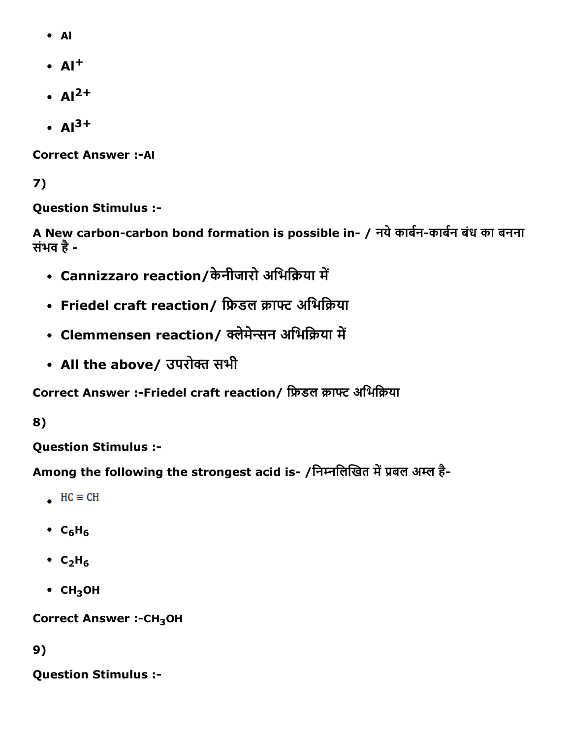- Al
- $Al^{+}$
- $Al^{2+}$
- $Al^{3+}$

**Correct Answer :-Al**

**7)**

**Question Stimulus :-**

**A New carbon-carbon bond formation is possible in- / नये कार्बन-कार्बन बंध का बनना संभव है -**

- **Cannizzaro reaction/केनीजारो अभिक्रिया में**
- **Friedel craft reaction/ फ्रिडल क्राफ्ट अभिक्रिया**
- **Clemmensen reaction/ क्लेमेन्सन अभिक्रिया में**
- **All the above/ उपरोक्त सभी**

**Correct Answer :-Friedel craft reaction/ फ्रिडल क्राफ्ट अभिक्रिया**

**8)**

**Question Stimulus :-**

**Among the following the strongest acid is- /निम्नलिखित में प्रबल अम्ल है-**

- $HC \equiv CH$
- $C_6H_6$
- $C_2H_6$
- $CH_3OH$

**Correct Answer :-$CH_3OH$**

**9)**

**Question Stimulus :-**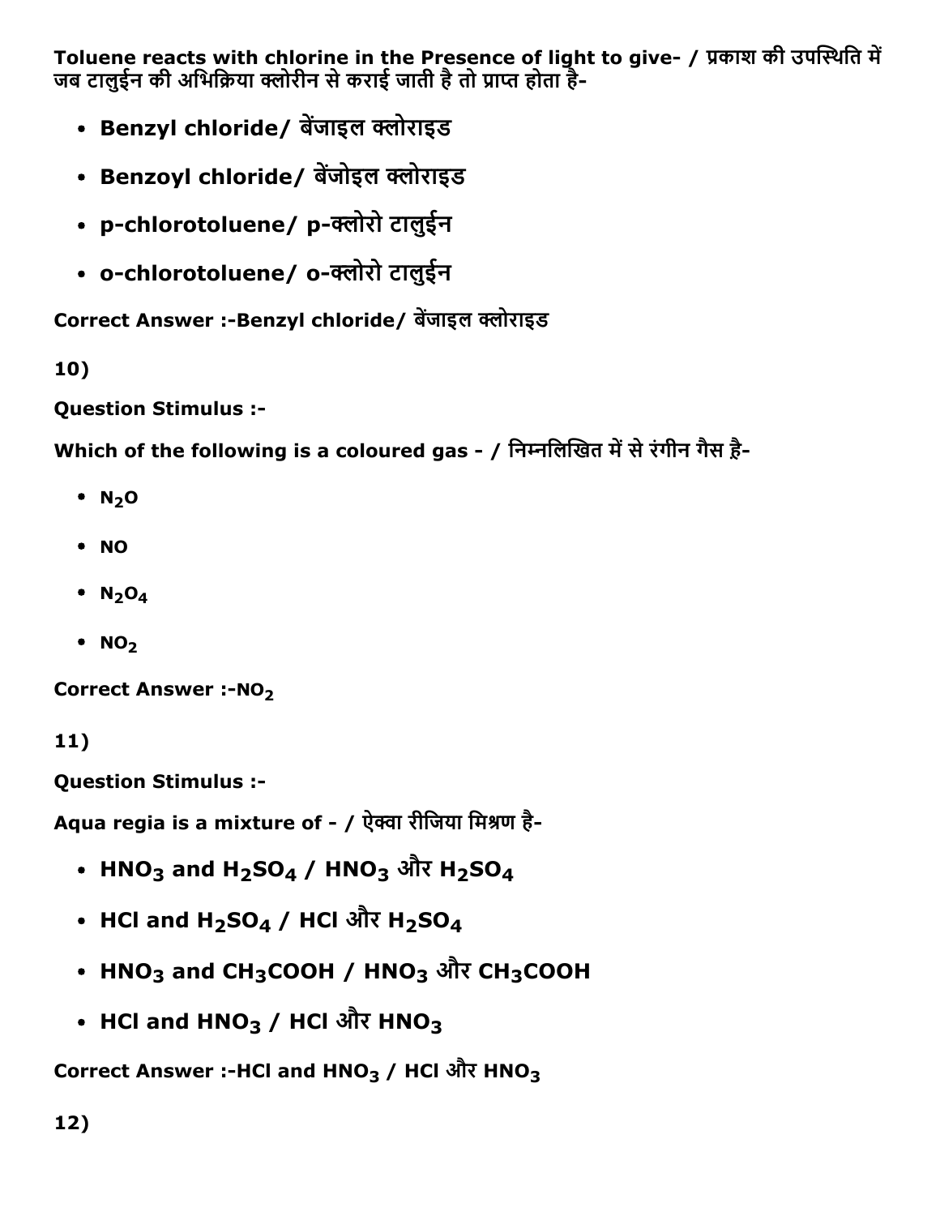**Toluene reacts with chlorine in the Presence of light to give- / प्रकाश की उपस्थिति में जब टालुईन की अभिक्रिया क्लोरीन से कराई जाती है तो प्राप्त होता है-**

- **Benzyl chloride/ बेंजाइल क्लोराइड**
- **Benzoyl chloride/ बेंजोइल क्लोराइड**
- **p-chlorotoluene/ p-क्लोरो टालुईन**
- **o-chlorotoluene/ o-क्लोरो टालुईन**

**Correct Answer :-Benzyl chloride/ बेंजाइल क्लोराइड**

**10)**

**Question Stimulus :-**

**Which of the following is a coloured gas - / निम्नलिखित में से रंगीन गैस है-**

- **$N_2O$**
- **NO**
- **$N_2O_4$**
- **$NO_2$**

**Correct Answer :-$NO_2$**

**11)**

**Question Stimulus :-**

**Aqua regia is a mixture of - / ऐक्वा रीजिया मिश्रण है-**

- **$HNO_3$ and $H_2SO_4$ / $HNO_3$ और $H_2SO_4$**
- **HCl and $H_2SO_4$ / HCl और $H_2SO_4$**
- **$HNO_3$ and $CH_3COOH$ / $HNO_3$ और $CH_3COOH$**
- **HCl and $HNO_3$ / HCl और $HNO_3$**

**Correct Answer :-HCl and $HNO_3$ / HCl और $HNO_3$**

**12)**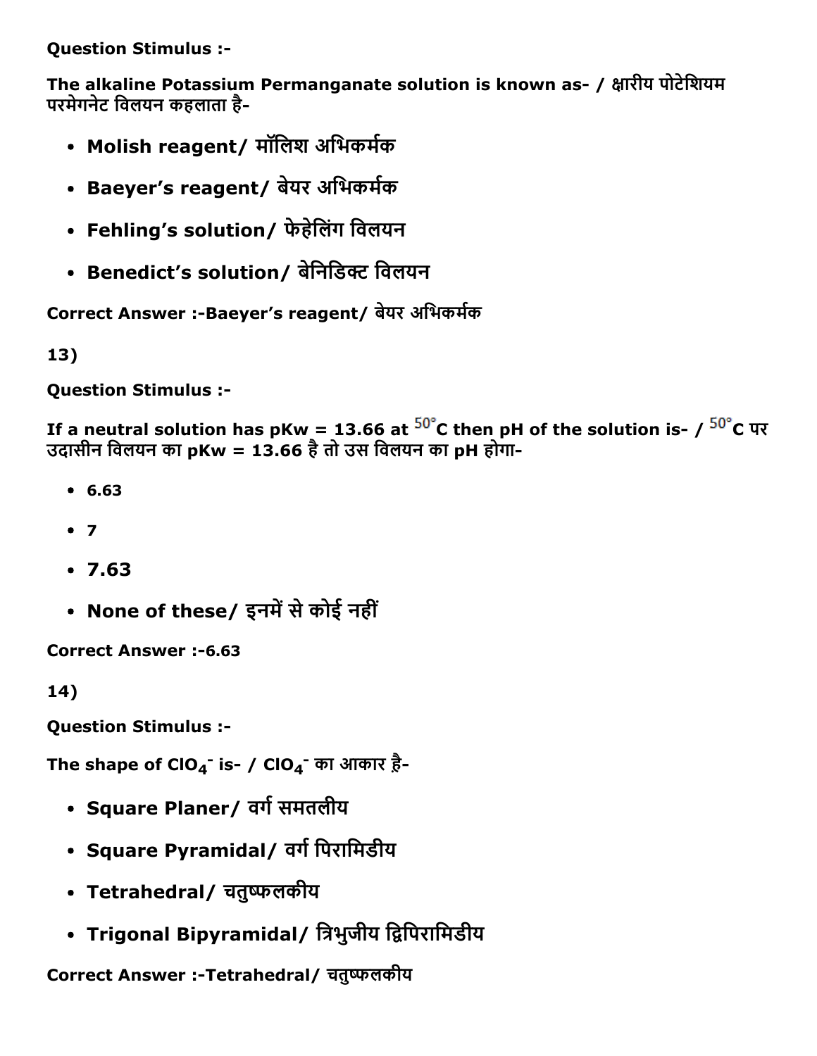**Question Stimulus :-**

**The alkaline Potassium Permanganate solution is known as- / क्षारीय पोटेशियम परमेगनेट विलयन कहलाता है-**

- **Molish reagent/ मॉलिश अभिकर्मक**
- **Baeyer's reagent/ बेयर अभिकर्मक**
- **Fehling's solution/ फेहेलिंग विलयन**
- **Benedict's solution/ बेनिडिक्ट विलयन**

**Correct Answer :-Baeyer's reagent/ बेयर अभिकर्मक**

**13)**

**Question Stimulus :-**

**If a neutral solution has pKw = 13.66 at $50^{\circ}$C then pH of the solution is- / $50^{\circ}$C पर उदासीन विलयन का pKw = 13.66 है तो उस विलयन का pH होगा-**

- **6.63**
- **7**
- **7.63**
- **None of these/ इनमें से कोई नहीं**

**Correct Answer :-6.63**

**14)**

**Question Stimulus :-**

**The shape of $ClO_4^-$ is- / $ClO_4^-$ का आकार है-**

- **Square Planer/ वर्ग समतलीय**
- **Square Pyramidal/ वर्ग पिरामिडीय**
- **Tetrahedral/ चतुष्फलकीय**
- **Trigonal Bipyramidal/ त्रिभुजीय द्विपिरामिडीय**

**Correct Answer :-Tetrahedral/ चतुष्फलकीय**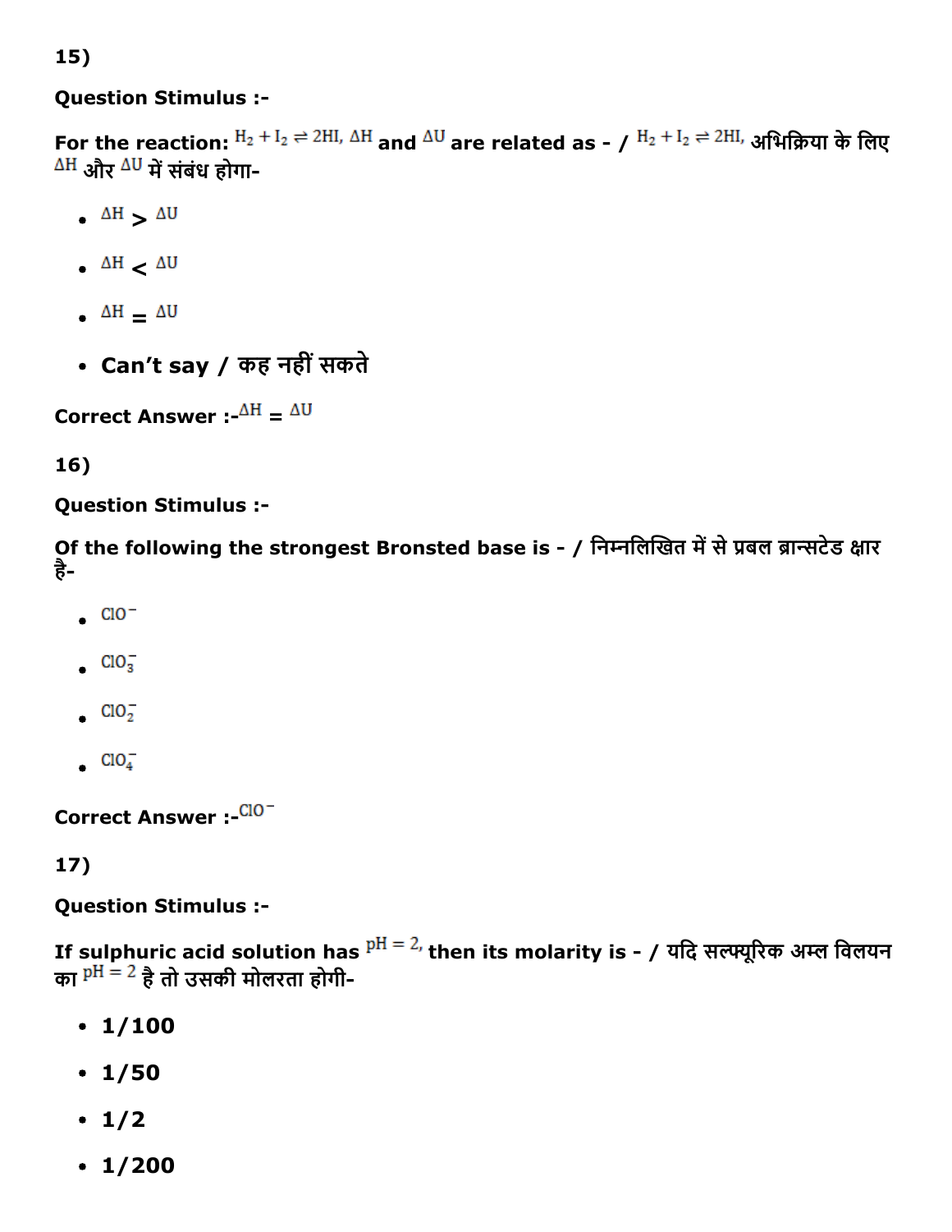15)

**Question Stimulus :-**

**For the reaction:** $H_2 + I_2 \rightleftharpoons 2HI$, $\Delta H$ **and** $\Delta U$ **are related as - /** $H_2 + I_2 \rightleftharpoons 2HI$, **अभिक्रिया के लिए** $\Delta H$ **और** $\Delta U$ **में संबंध होगा-**

- $\Delta H > \Delta U$
- $\Delta H < \Delta U$
- $\Delta H = \Delta U$
- **Can't say / कह नहीं सकते**

**Correct Answer :-** $\Delta H = \Delta U$

16)

**Question Stimulus :-**

**Of the following the strongest Bronsted base is - / निम्नलिखित में से प्रबल ब्रान्सटेड क्षार है-**

- $ClO^-$
- $ClO_3^-$
- $ClO_2^-$
- $ClO_4^-$

**Correct Answer :-** $ClO^-$

17)

**Question Stimulus :-**

**If sulphuric acid solution has** $pH = 2$, **then its molarity is - / यदि सल्फ्यूरिक अम्ल विलयन का** $pH = 2$ **है तो उसकी मोलरता होगी-**

- **1/100**
- **1/50**
- **1/2**
- **1/200**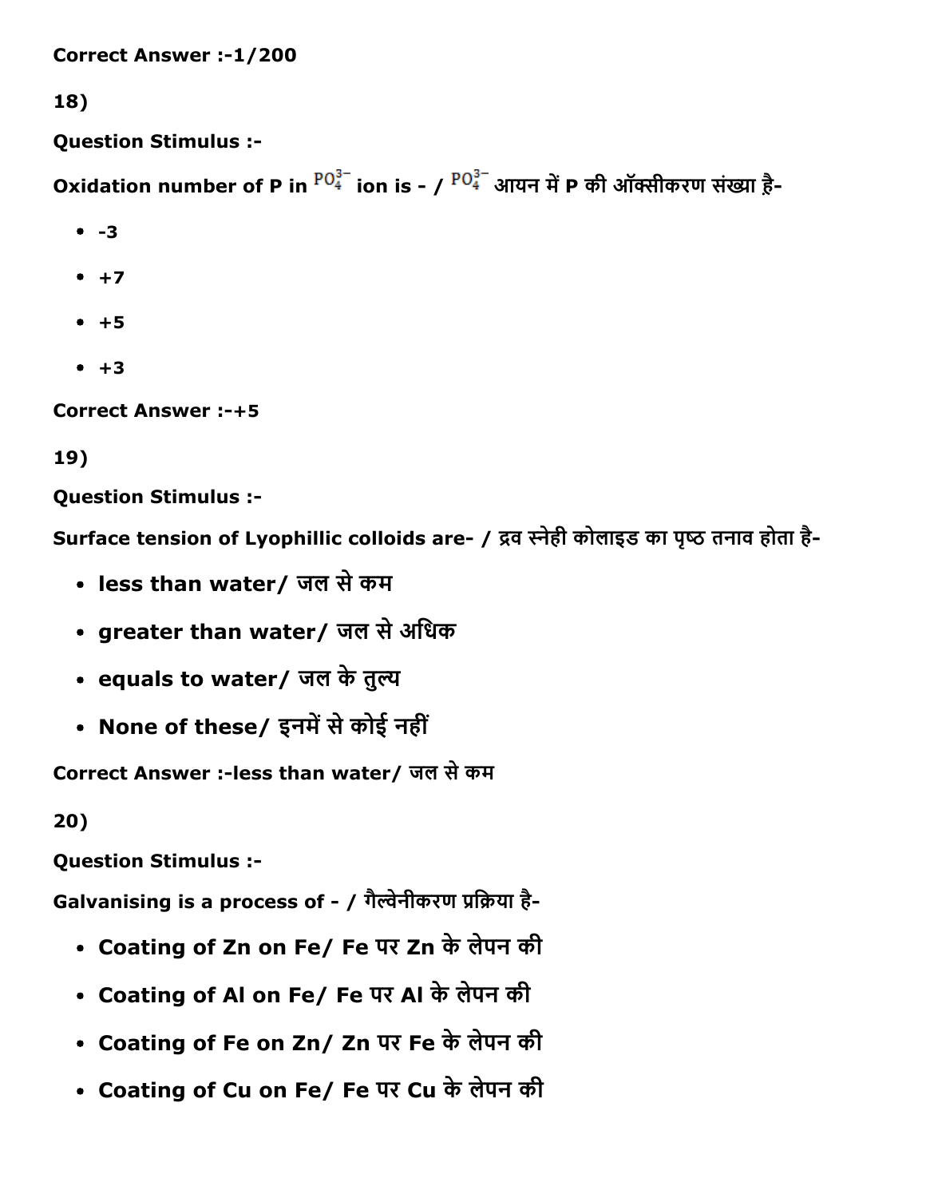Correct Answer :-1/200

18)

**Question Stimulus :-**

Oxidation number of P in $PO_4^{3-}$ ion is - / $PO_4^{3-}$ आयन में P की ऑक्सीकरण संख्या है-

- -3
- +7
- +5
- +3

Correct Answer :-+5

19)

**Question Stimulus :-**

Surface tension of Lyophillic colloids are- / द्रव स्नेही कोलाइड का पृष्ठ तनाव होता है-

- less than water/ जल से कम
- greater than water/ जल से अधिक
- equals to water/ जल के तुल्य
- None of these/ इनमें से कोई नहीं

Correct Answer :-less than water/ जल से कम

20)

**Question Stimulus :-**

Galvanising is a process of - / गैल्वेनीकरण प्रक्रिया है-

- Coating of Zn on Fe/ Fe पर Zn के लेपन की
- Coating of Al on Fe/ Fe पर Al के लेपन की
- Coating of Fe on Zn/ Zn पर Fe के लेपन की
- Coating of Cu on Fe/ Fe पर Cu के लेपन की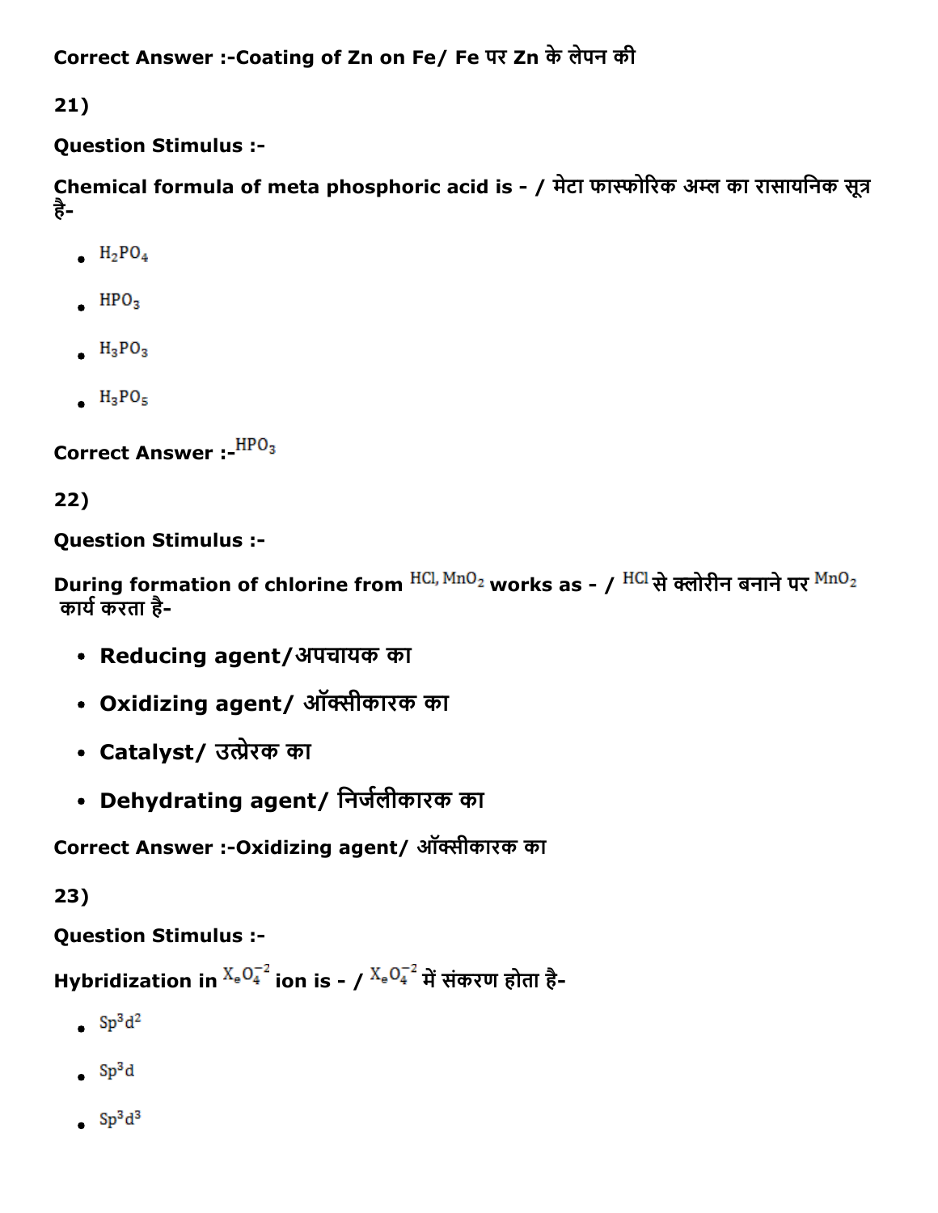**Correct Answer :-Coating of Zn on Fe/ Fe पर Zn के लेपन की**

**21)**

**Question Stimulus :-**

**Chemical formula of meta phosphoric acid is - / मेटा फास्फोरिक अम्ल का रासायनिक सूत्र है-**

- $H_2PO_4$
- $HPO_3$
- $H_3PO_3$
- $H_3PO_5$

**Correct Answer :-** $HPO_3$

**22)**

**Question Stimulus :-**

**During formation of chlorine from $HCl, MnO_2$ works as - / $HCl$ से क्लोरीन बनाने पर $MnO_2$ कार्य करता है-**

- **Reducing agent/अपचायक का**
- **Oxidizing agent/ ऑक्सीकारक का**
- **Catalyst/ उत्प्रेरक का**
- **Dehydrating agent/ निर्जलीकारक का**

**Correct Answer :-Oxidizing agent/ ऑक्सीकारक का**

**23)**

**Question Stimulus :-**

**Hybridization in $X_eO_4^{-2}$ ion is - / $X_eO_4^{-2}$ में संकरण होता है-**

- $Sp^3d^2$
- $Sp^3d$
- $Sp^3d^3$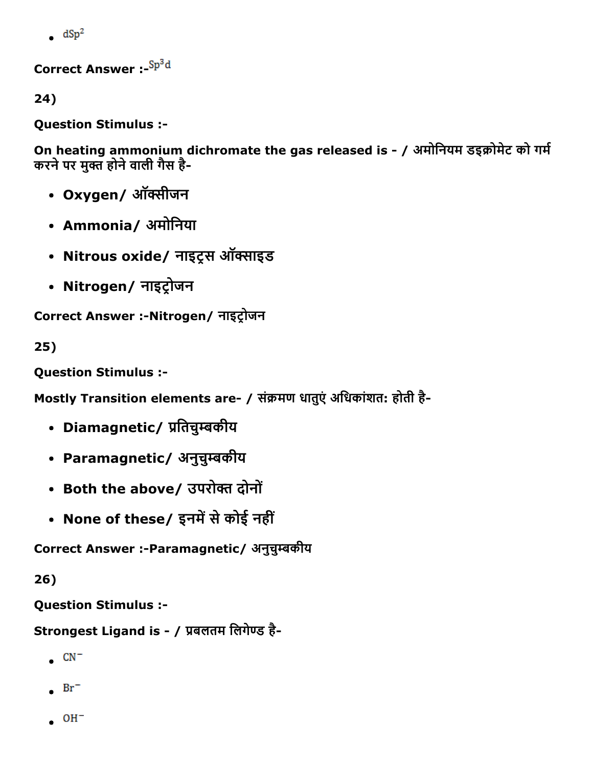- $dSp^2$

**Correct Answer :-$Sp^3d$**

**24)**

**Question Stimulus :-**

**On heating ammonium dichromate the gas released is - / अमोनियम डइक्रोमेट को गर्म करने पर मुक्त होने वाली गैस है-**

- **Oxygen/ ऑक्सीजन**
- **Ammonia/ अमोनिया**
- **Nitrous oxide/ नाइट्रस ऑक्साइड**
- **Nitrogen/ नाइट्रोजन**

**Correct Answer :-Nitrogen/ नाइट्रोजन**

**25)**

**Question Stimulus :-**

**Mostly Transition elements are- / संक्रमण धातुएं अधिकांशत: होती है-**

- **Diamagnetic/ प्रतिचुम्बकीय**
- **Paramagnetic/ अनुचुम्बकीय**
- **Both the above/ उपरोक्त दोनों**
- **None of these/ इनमें से कोई नहीं**

**Correct Answer :-Paramagnetic/ अनुचुम्बकीय**

**26)**

**Question Stimulus :-**

**Strongest Ligand is - / प्रबलतम लिगेण्ड है-**

- $CN^-$
- $Br^-$
- $OH^-$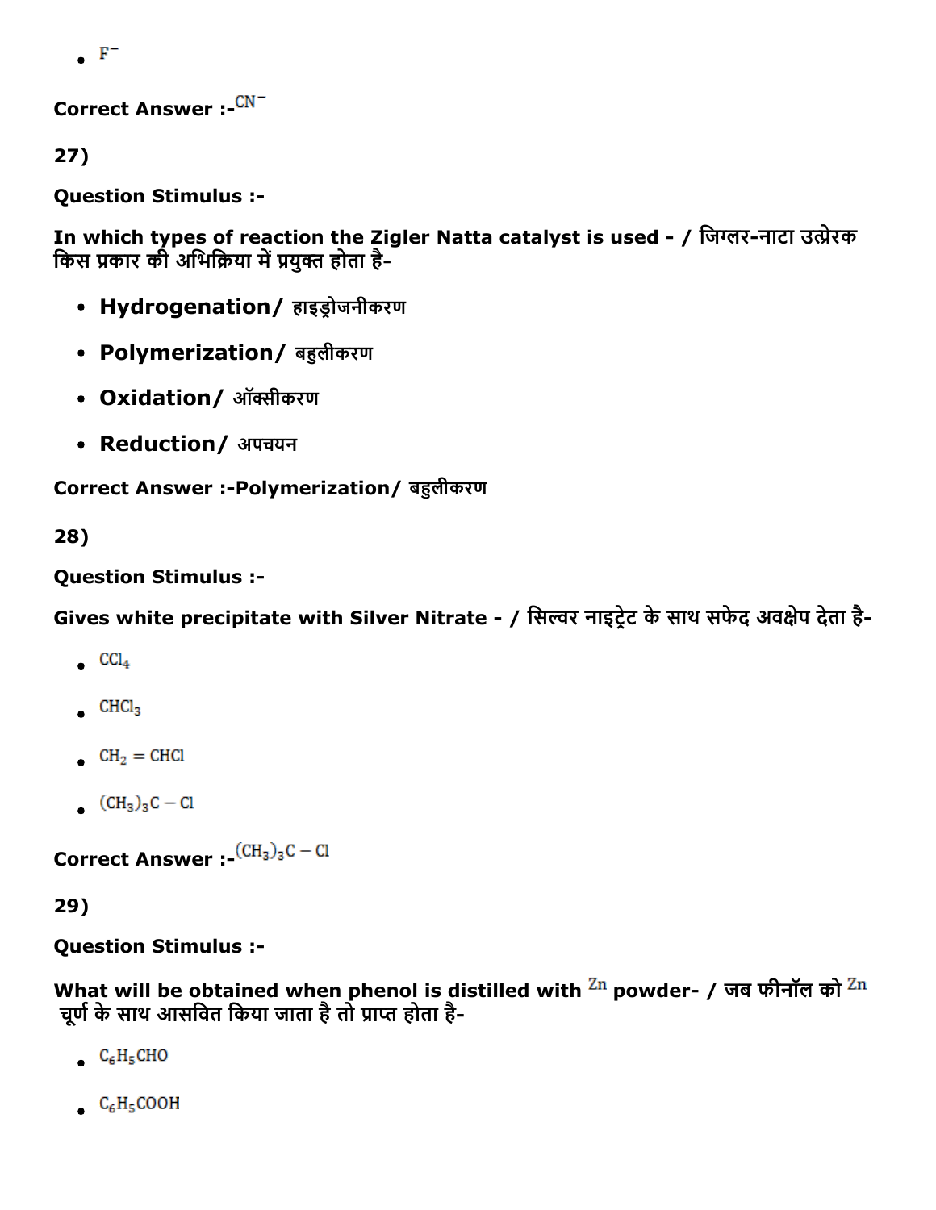- $F^-$

**Correct Answer :-**$CN^-$

**27)**

**Question Stimulus :-**

**In which types of reaction the Zigler Natta catalyst is used - / जिग्लर-नाटा उत्प्रेरक किस प्रकार की अभिक्रिया में प्रयुक्त होता है-**

- **Hydrogenation/ हाइड्रोजनीकरण**
- **Polymerization/ बहुलीकरण**
- **Oxidation/ ऑक्सीकरण**
- **Reduction/ अपचयन**

**Correct Answer :-Polymerization/ बहुलीकरण**

**28)**

**Question Stimulus :-**

**Gives white precipitate with Silver Nitrate - / सिल्वर नाइट्रेट के साथ सफेद अवक्षेप देता है-**

- $CCl_4$
- $CHCl_3$
- $CH_2 = CHCl$
- $(CH_3)_3C - Cl$

**Correct Answer :-**$(CH_3)_3C - Cl$

**29)**

**Question Stimulus :-**

**What will be obtained when phenol is distilled with $Zn$ powder- / जब फीनॉल को $Zn$ चूर्ण के साथ आसवित किया जाता है तो प्राप्त होता है-**

- $C_6H_5CHO$
- $C_6H_5COOH$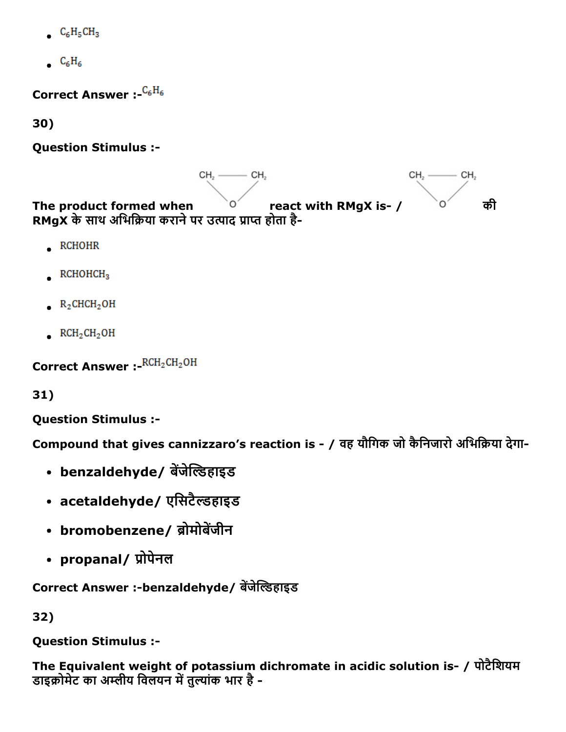- $C_6H_5CH_3$
- $C_6H_6$

**Correct Answer :-** $C_6H_6$

**30)**

**Question Stimulus :-**

**The product formed when** $CH_2-CH_2$ (epoxide, bridged by O) **react with RMgX is- /** $CH_2-CH_2$ (epoxide, bridged by O) **की RMgX के साथ अभिक्रिया कराने पर उत्पाद प्राप्त होता है-**

- RCHOHR
- $RCHOHCH_3$
- $R_2CHCH_2OH$
- $RCH_2CH_2OH$

**Correct Answer :-** $RCH_2CH_2OH$

**31)**

**Question Stimulus :-**

**Compound that gives cannizzaro's reaction is - / वह यौगिक जो कैनिजारो अभिक्रिया देगा-**

- **benzaldehyde/ बेंजेल्डिहाइड**
- **acetaldehyde/ एसिटैल्डहाइड**
- **bromobenzene/ ब्रोमोबेंजीन**
- **propanal/ प्रोपेनल**

**Correct Answer :-benzaldehyde/ बेंजेल्डिहाइड**

**32)**

**Question Stimulus :-**

**The Equivalent weight of potassium dichromate in acidic solution is- / पोटैशियम डाइक्रोमेट का अम्लीय विलयन में तुल्यांक भार है -**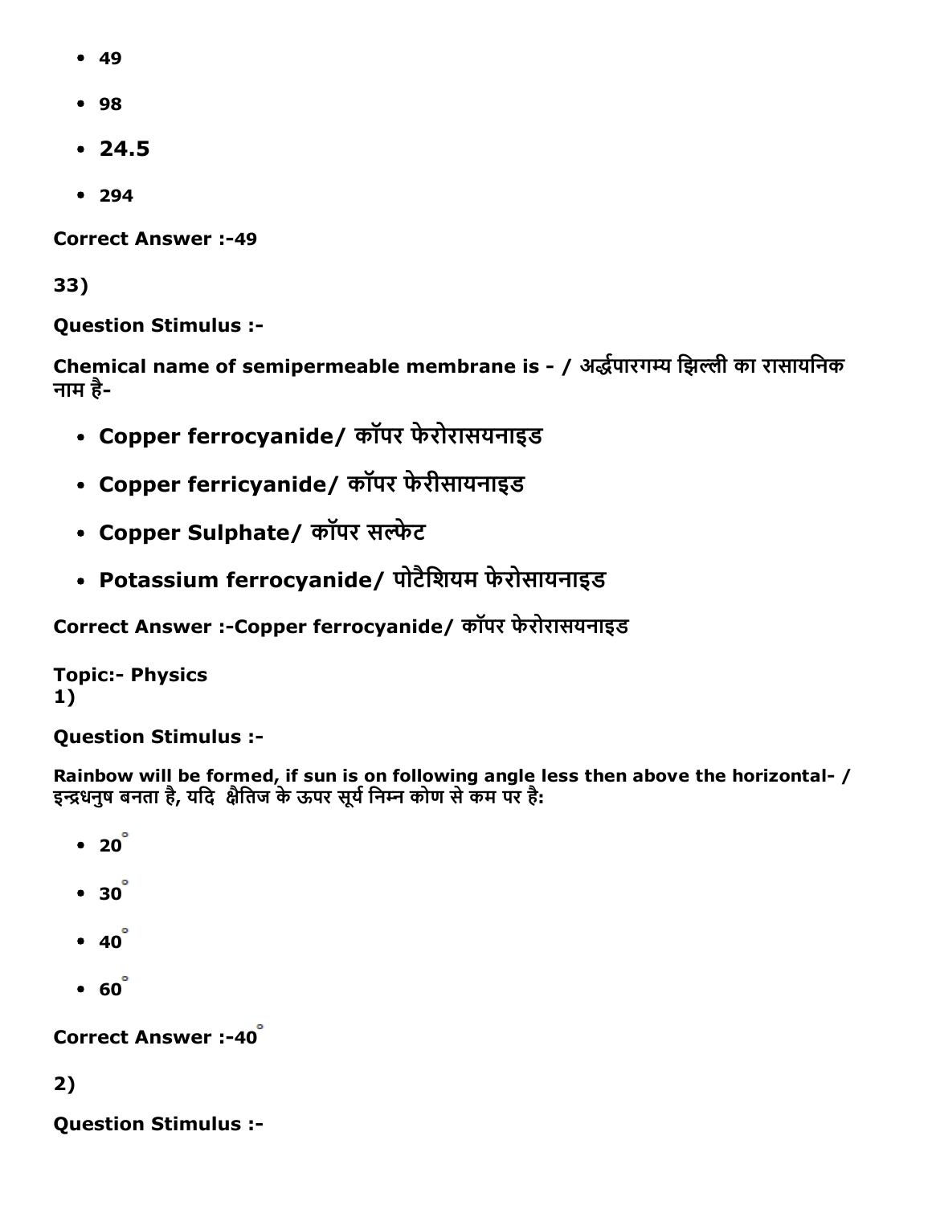- 49
- 98
- 24.5
- 294

**Correct Answer :-49**

**33)**

**Question Stimulus :-**

**Chemical name of semipermeable membrane is - / अर्द्धपारगम्य झिल्ली का रासायनिक नाम है-**

- **Copper ferrocyanide/ कॉपर फेरोरासयनाइड**
- **Copper ferricyanide/ कॉपर फेरीसायनाइड**
- **Copper Sulphate/ कॉपर सल्फेट**
- **Potassium ferrocyanide/ पोटैशियम फेरोसायनाइड**

**Correct Answer :-Copper ferrocyanide/ कॉपर फेरोरासयनाइड**

**Topic:- Physics**
**1)**

**Question Stimulus :-**

**Rainbow will be formed, if sun is on following angle less then above the horizontal- / इन्द्रधनुष बनता है, यदि क्षैतिज के ऊपर सूर्य निम्न कोण से कम पर है:**

- $20^\circ$
- $30^\circ$
- $40^\circ$
- $60^\circ$

**Correct Answer :-$40^\circ$**

**2)**

**Question Stimulus :-**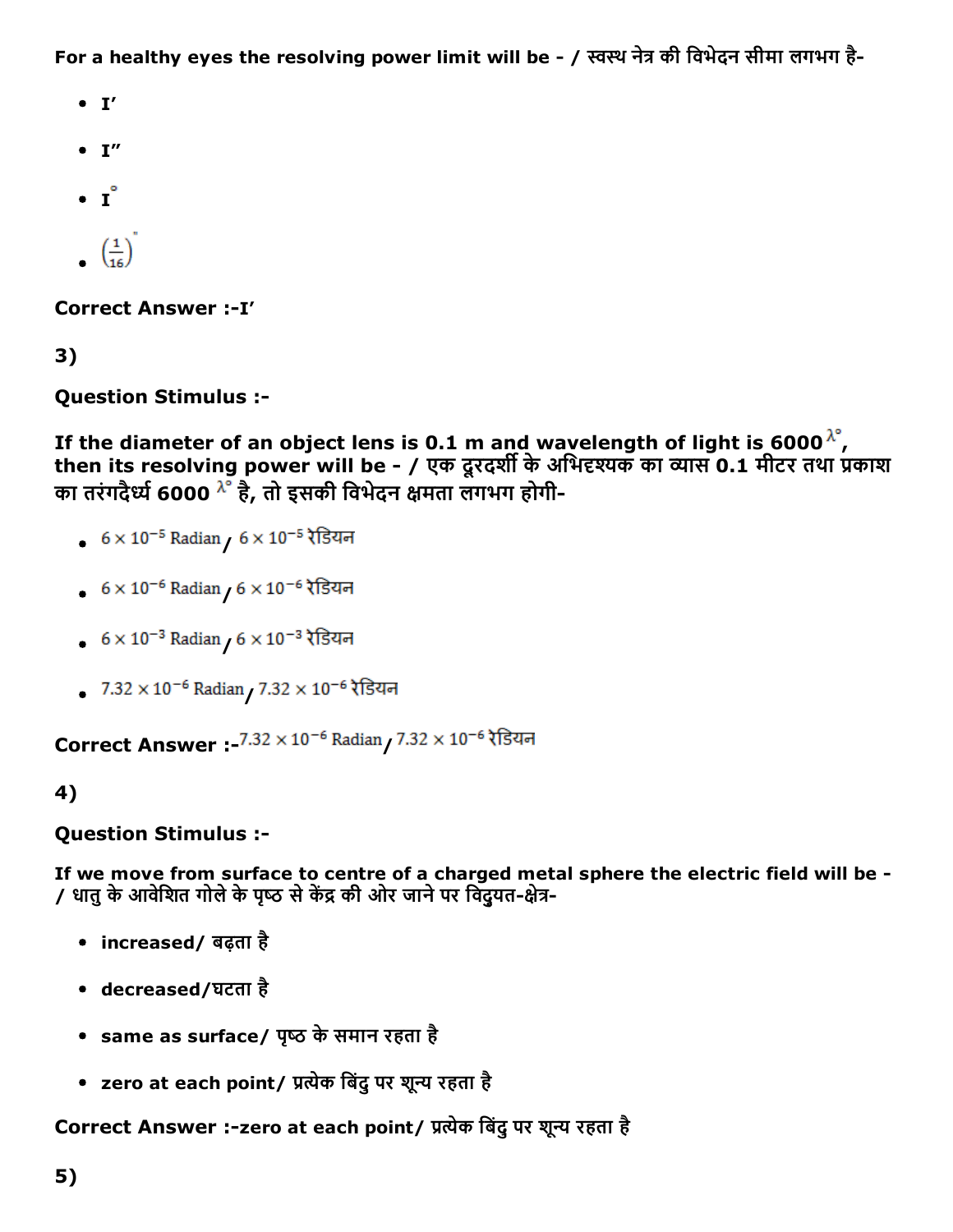**For a healthy eyes the resolving power limit will be - / स्वस्थ नेत्र की विभेदन सीमा लगभग है-**

- **I′**
- **I″**
- **$I^{\circ}$**
- $\left(\frac{1}{16}\right)''$

**Correct Answer :-I′**

**3)**

**Question Stimulus :-**

**If the diameter of an object lens is 0.1 m and wavelength of light is 6000 $\lambda^{\circ}$, then its resolving power will be - / एक दूरदर्शी के अभिदृश्यक का व्यास 0.1 मीटर तथा प्रकाश का तरंगदैर्ध्य 6000 $\lambda^{\circ}$ है, तो इसकी विभेदन क्षमता लगभग होगी-**

- $6 \times 10^{-5}$ Radian / $6 \times 10^{-5}$ रेडियन
- $6 \times 10^{-6}$ Radian / $6 \times 10^{-6}$ रेडियन
- $6 \times 10^{-3}$ Radian / $6 \times 10^{-3}$ रेडियन
- $7.32 \times 10^{-6}$ Radian / $7.32 \times 10^{-6}$ रेडियन

**Correct Answer :-**$7.32 \times 10^{-6}$ Radian / $7.32 \times 10^{-6}$ रेडियन

**4)**

**Question Stimulus :-**

**If we move from surface to centre of a charged metal sphere the electric field will be - / धातु के आवेशित गोले के पृष्ठ से केंद्र की ओर जाने पर विद्युत-क्षेत्र-**

- **increased/ बढ़ता है**
- **decreased/घटता है**
- **same as surface/ पृष्ठ के समान रहता है**
- **zero at each point/ प्रत्येक बिंदु पर शून्य रहता है**

**Correct Answer :-zero at each point/ प्रत्येक बिंदु पर शून्य रहता है**

**5)**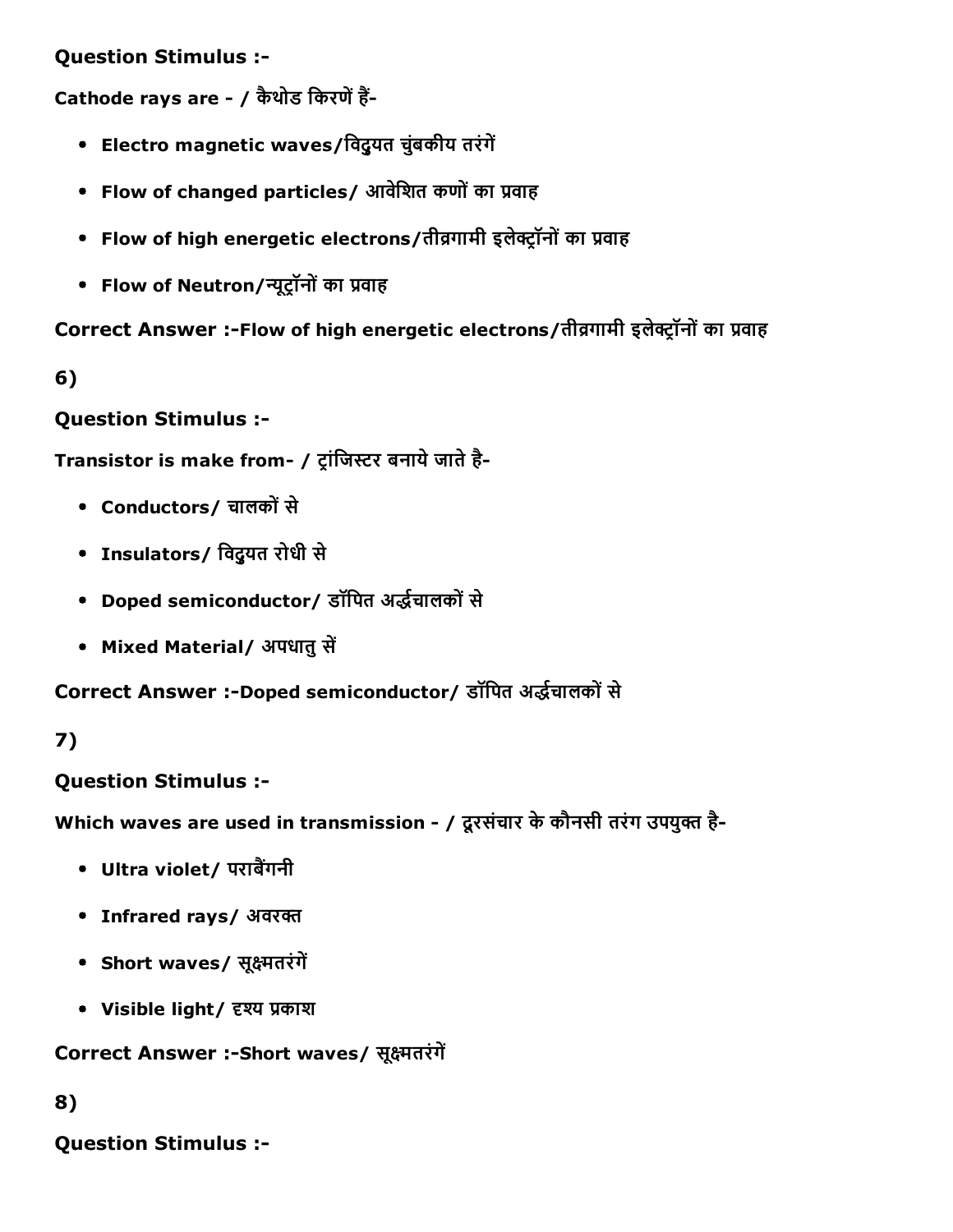**Question Stimulus :-**

Cathode rays are - / कैथोड किरणें हैं-

- Electro magnetic waves/विद्युत चुंबकीय तरंगें
- Flow of changed particles/ आवेशित कणों का प्रवाह
- Flow of high energetic electrons/तीव्रगामी इलेक्ट्रॉनों का प्रवाह
- Flow of Neutron/न्यूट्रॉनों का प्रवाह

**Correct Answer :-Flow of high energetic electrons/तीव्रगामी इलेक्ट्रॉनों का प्रवाह**

**6)**

**Question Stimulus :-**

Transistor is make from- / ट्रांजिस्टर बनाये जाते है-

- Conductors/ चालकों से
- Insulators/ विद्युत रोधी से
- Doped semiconductor/ डॉपित अर्द्धचालकों से
- Mixed Material/ अपधातु सें

**Correct Answer :-Doped semiconductor/ डॉपित अर्द्धचालकों से**

**7)**

**Question Stimulus :-**

Which waves are used in transmission - / दूरसंचार के कौनसी तरंग उपयुक्त है-

- Ultra violet/ पराबैंगनी
- Infrared rays/ अवरक्त
- Short waves/ सूक्ष्मतरंगें
- Visible light/ दृश्य प्रकाश

**Correct Answer :-Short waves/ सूक्ष्मतरंगें**

**8)**

**Question Stimulus :-**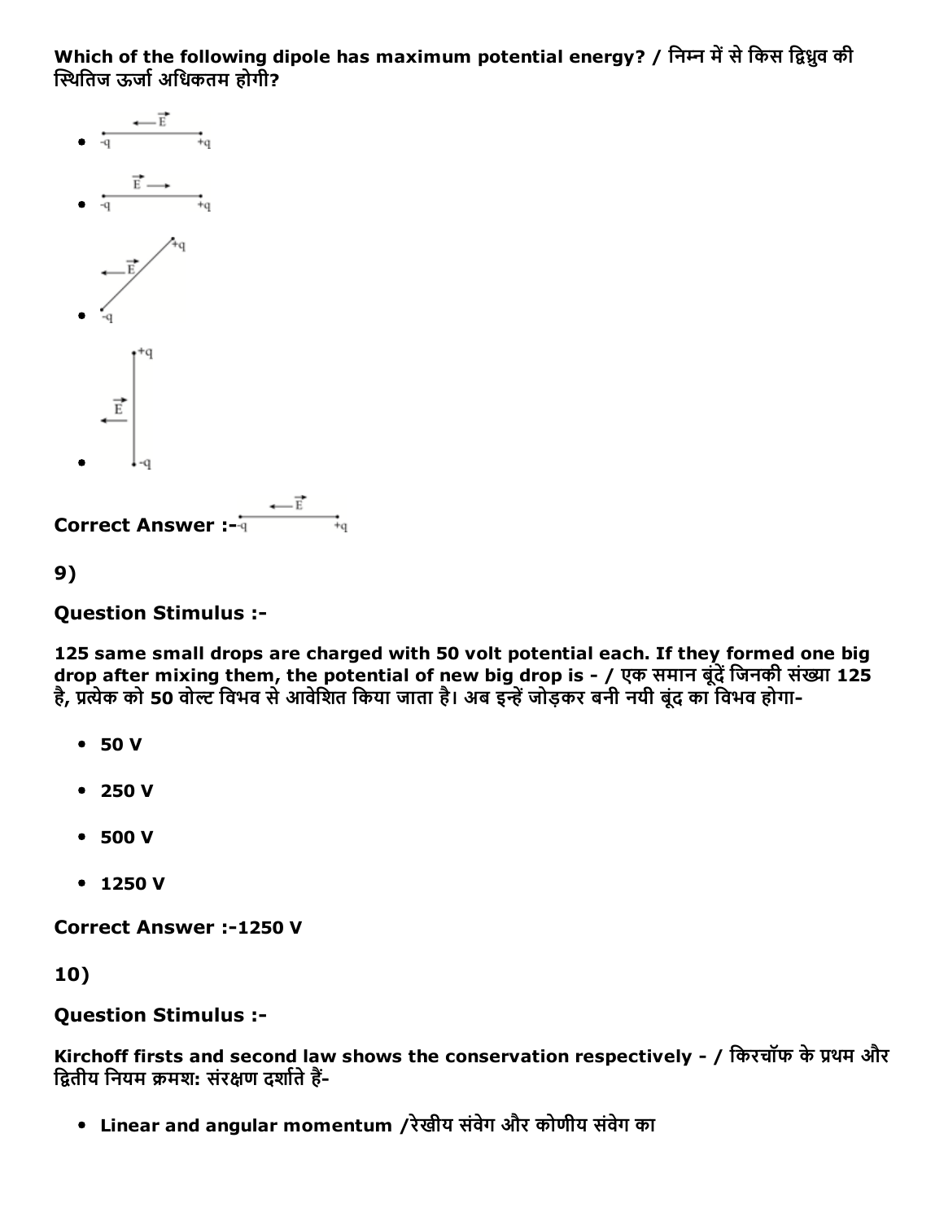Which of the following dipole has maximum potential energy? / निम्न में से किस द्विध्रुव की स्थितिज ऊर्जा अधिकतम होगी?

- $\overleftarrow{\vec{E}}$ ; $-q$ ———— $+q$
- $\vec{E} \rightarrow$ ; $-q$ ———— $+q$
- $\overleftarrow{\vec{E}}$ ; $-q$ (bottom left) ———— $+q$ (top right)
- $\overleftarrow{\vec{E}}$ ; $+q$ (top) ———— $-q$ (bottom)

**Correct Answer :-** $\overleftarrow{\vec{E}}$ ; $-q$ ———— $+q$

**9)**

**Question Stimulus :-**

**125 same small drops are charged with 50 volt potential each. If they formed one big drop after mixing them, the potential of new big drop is - / एक समान बूंदें जिनकी संख्या 125 है, प्रत्येक को 50 वोल्ट विभव से आवेशित किया जाता है। अब इन्हें जोड़कर बनी नयी बूंद का विभव होगा-**

- **50 V**
- **250 V**
- **500 V**
- **1250 V**

**Correct Answer :-1250 V**

**10)**

**Question Stimulus :-**

**Kirchoff firsts and second law shows the conservation respectively - / किरचॉफ के प्रथम और द्वितीय नियम क्रमशः संरक्षण दर्शाते हैं-**

- **Linear and angular momentum /रेखीय संवेग और कोणीय संवेग का**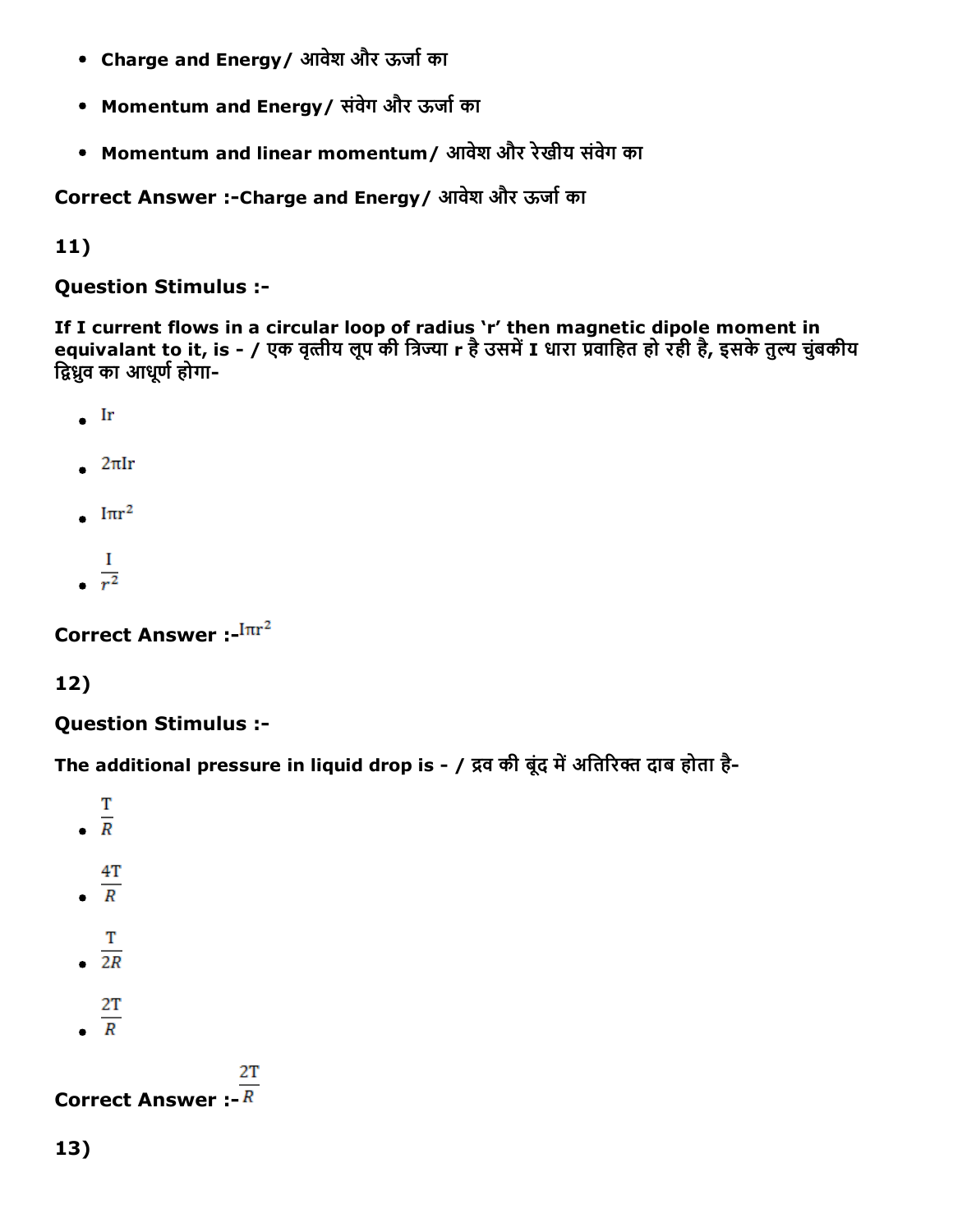- **Charge and Energy/ आवेश और ऊर्जा का**
- **Momentum and Energy/ संवेग और ऊर्जा का**
- **Momentum and linear momentum/ आवेश और रेखीय संवेग का**

**Correct Answer :-Charge and Energy/ आवेश और ऊर्जा का**

**11)**

**Question Stimulus :-**

**If I current flows in a circular loop of radius 'r' then magnetic dipole moment in equivalant to it, is - / एक वृत्तीय लूप की त्रिज्या r है उसमें I धारा प्रवाहित हो रही है, इसके तुल्य चुंबकीय द्विध्रुव का आधूर्ण होगा-**

- $Ir$
- $2\pi Ir$
- $I\pi r^2$
- $\frac{I}{r^2}$

**Correct Answer :-**$I\pi r^2$

**12)**

**Question Stimulus :-**

**The additional pressure in liquid drop is - / द्रव की बूंद में अतिरिक्त दाब होता है-**

- $\frac{T}{R}$
- $\frac{4T}{R}$
- $\frac{T}{2R}$
- $\frac{2T}{R}$

**Correct Answer :-**$\frac{2T}{R}$

**13)**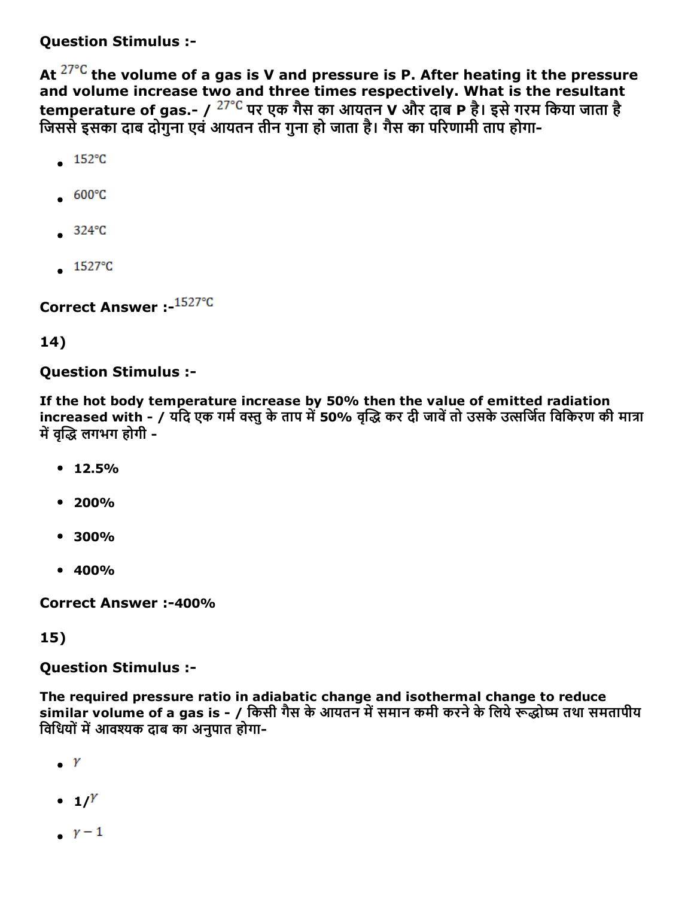**Question Stimulus :-**

**At $27°C$ the volume of a gas is V and pressure is P. After heating it the pressure and volume increase two and three times respectively. What is the resultant temperature of gas.- / $27°C$ पर एक गैस का आयतन V और दाब P है। इसे गरम किया जाता है जिससे इसका दाब दोगुना एवं आयतन तीन गुना हो जाता है। गैस का परिणामी ताप होगा-**

- 152°C
- 600°C
- 324°C
- 1527°C

**Correct Answer :-** 1527°C

**14)**

**Question Stimulus :-**

**If the hot body temperature increase by 50% then the value of emitted radiation increased with - / यदि एक गर्म वस्तु के ताप में 50% वृद्धि कर दी जावें तो उसके उत्सर्जित विकिरण की मात्रा में वृद्धि लगभग होगी -**

- 12.5%
- 200%
- 300%
- 400%

**Correct Answer :-400%**

**15)**

**Question Stimulus :-**

**The required pressure ratio in adiabatic change and isothermal change to reduce similar volume of a gas is - / किसी गैस के आयतन में समान कमी करने के लिये रूद्धोष्म तथा समतापीय विधियों में आवश्यक दाब का अनुपात होगा-**

- $\gamma$
- $1/\gamma$
- $\gamma - 1$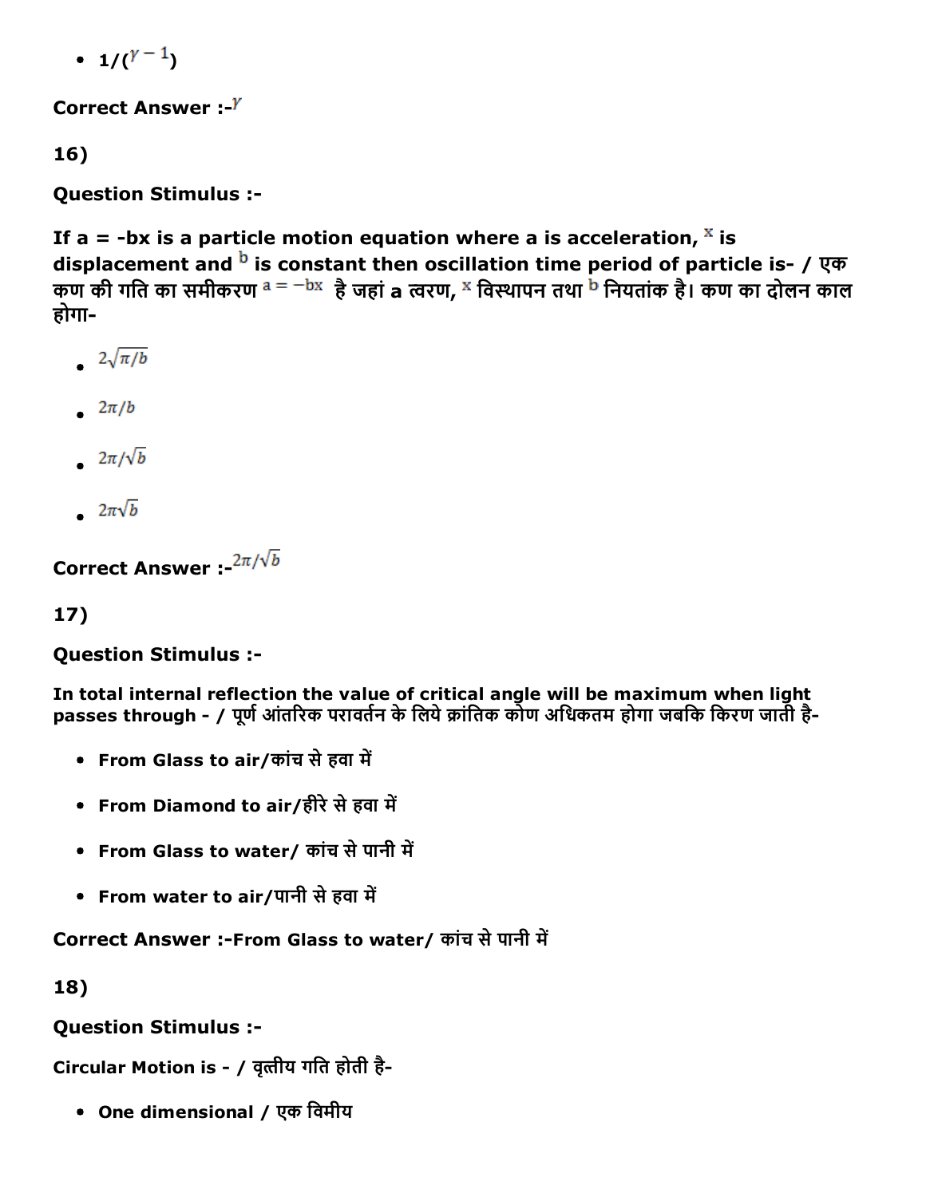- $1/(\gamma - 1)$

**Correct Answer :-$\gamma$**

**16)**

**Question Stimulus :-**

**If a = -bx is a particle motion equation where a is acceleration, $x$ is displacement and $b$ is constant then oscillation time period of particle is- / एक कण की गति का समीकरण $a = -bx$ है जहां a त्वरण, $x$ विस्थापन तथा $b$ नियतांक है। कण का दोलन काल होगा-**

- $2\sqrt{\pi/b}$
- $2\pi/b$
- $2\pi/\sqrt{b}$
- $2\pi\sqrt{b}$

**Correct Answer :-$2\pi/\sqrt{b}$**

**17)**

**Question Stimulus :-**

**In total internal reflection the value of critical angle will be maximum when light passes through - / पूर्ण आंतरिक परावर्तन के लिये क्रांतिक कोण अधिकतम होगा जबकि किरण जाती है-**

- **From Glass to air/कांच से हवा में**
- **From Diamond to air/हीरे से हवा में**
- **From Glass to water/ कांच से पानी में**
- **From water to air/पानी से हवा में**

**Correct Answer :-From Glass to water/ कांच से पानी में**

**18)**

**Question Stimulus :-**

**Circular Motion is - / वृत्तीय गति होती है-**

- **One dimensional / एक विमीय**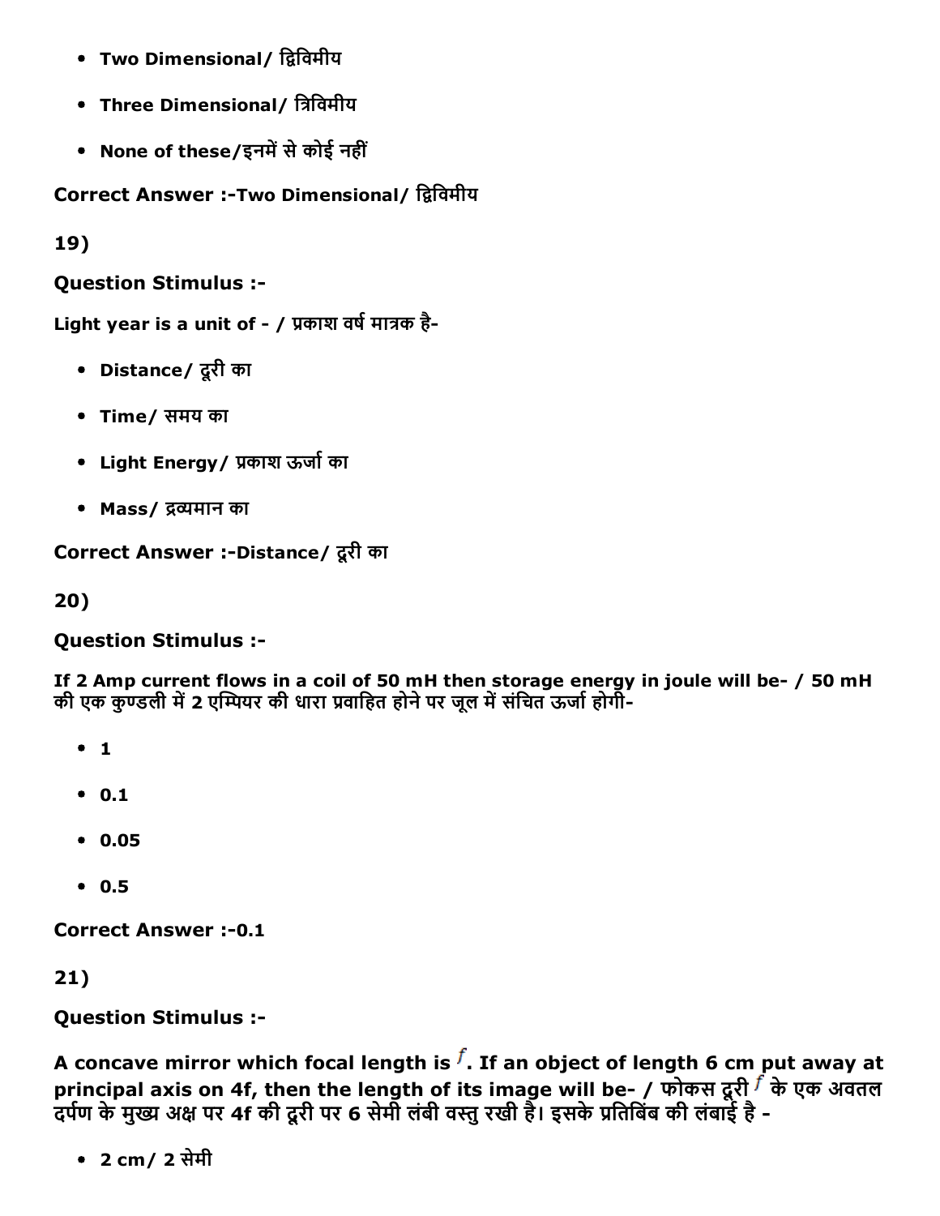- **Two Dimensional/ द्विविमीय**
- **Three Dimensional/ त्रिविमीय**
- **None of these/इनमें से कोई नहीं**

**Correct Answer :-Two Dimensional/ द्विविमीय**

**19)**

**Question Stimulus :-**

**Light year is a unit of - / प्रकाश वर्ष मात्रक है-**

- **Distance/ दूरी का**
- **Time/ समय का**
- **Light Energy/ प्रकाश ऊर्जा का**
- **Mass/ द्रव्यमान का**

**Correct Answer :-Distance/ दूरी का**

**20)**

**Question Stimulus :-**

**If 2 Amp current flows in a coil of 50 mH then storage energy in joule will be- / 50 mH की एक कुण्डली में 2 एम्पियर की धारा प्रवाहित होने पर जूल में संचित ऊर्जा होगी-**

- **1**
- **0.1**
- **0.05**
- **0.5**

**Correct Answer :-0.1**

**21)**

**Question Stimulus :-**

**A concave mirror which focal length is $f$. If an object of length 6 cm put away at principal axis on 4f, then the length of its image will be- / फोकस दूरी $f$ के एक अवतल दर्पण के मुख्य अक्ष पर 4f की दूरी पर 6 सेमी लंबी वस्तु रखी है। इसके प्रतिबिंब की लंबाई है -**

- **2 cm/ 2 सेमी**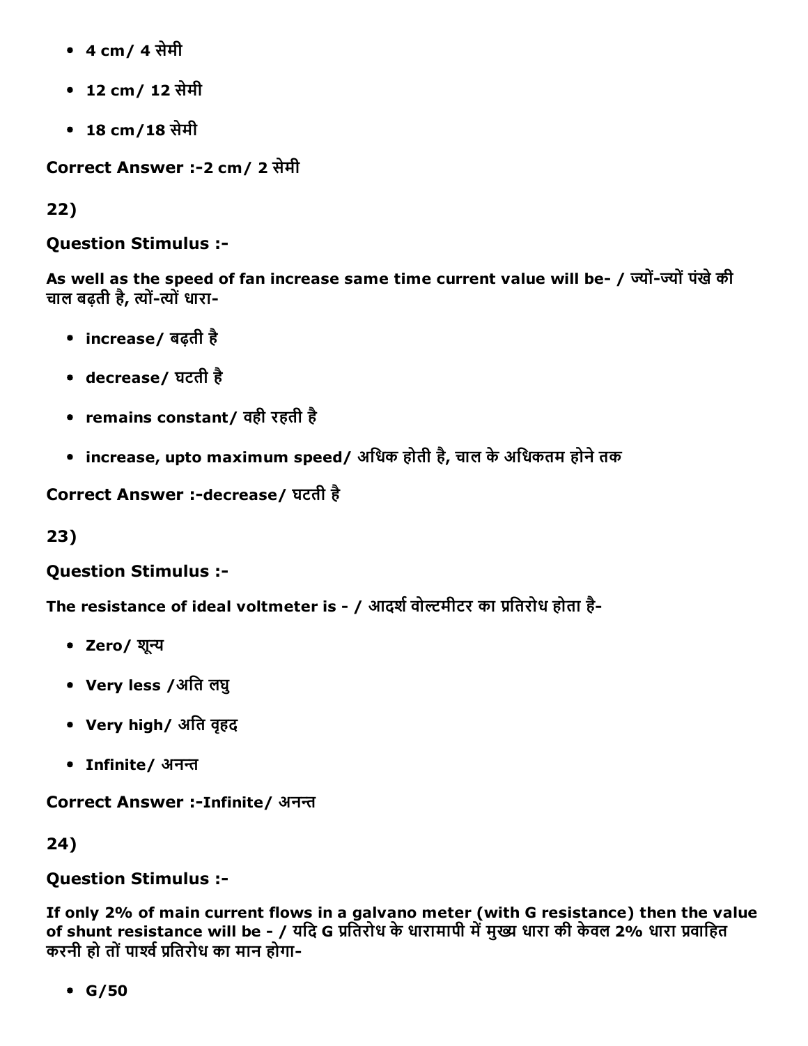- 4 cm/ 4 सेमी
- 12 cm/ 12 सेमी
- 18 cm/18 सेमी

**Correct Answer :-2 cm/ 2 सेमी**

**22)**

**Question Stimulus :-**

**As well as the speed of fan increase same time current value will be- / ज्यों-ज्यों पंखे की चाल बढ़ती है, त्यों-त्यों धारा-**

- **increase/ बढ़ती है**
- **decrease/ घटती है**
- **remains constant/ वही रहती है**
- **increase, upto maximum speed/ अधिक होती है, चाल के अधिकतम होने तक**

**Correct Answer :-decrease/ घटती है**

**23)**

**Question Stimulus :-**

**The resistance of ideal voltmeter is - / आदर्श वोल्टमीटर का प्रतिरोध होता है-**

- **Zero/ शून्य**
- **Very less /अति लघु**
- **Very high/ अति वृहद**
- **Infinite/ अनन्त**

**Correct Answer :-Infinite/ अनन्त**

**24)**

**Question Stimulus :-**

**If only 2% of main current flows in a galvano meter (with G resistance) then the value of shunt resistance will be - / यदि G प्रतिरोध के धारामापी में मुख्य धारा की केवल 2% धारा प्रवाहित करनी हो तों पार्श्व प्रतिरोध का मान होगा-**

- **G/50**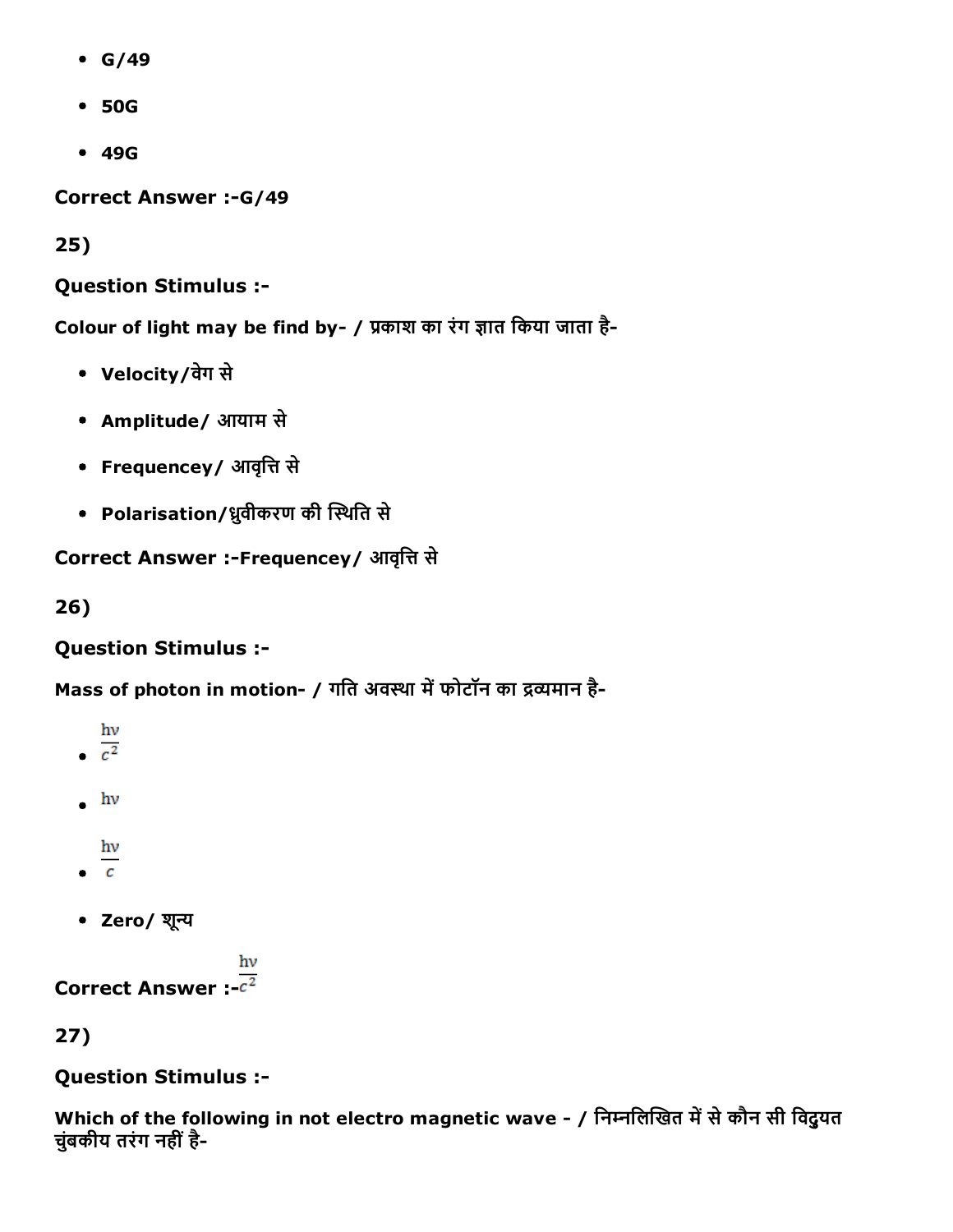- G/49
- 50G
- 49G

**Correct Answer :-G/49**

**25)**

**Question Stimulus :-**

**Colour of light may be find by- / प्रकाश का रंग ज्ञात किया जाता है-**

- **Velocity/वेग से**
- **Amplitude/ आयाम से**
- **Frequencey/ आवृत्ति से**
- **Polarisation/ध्रुवीकरण की स्थिति से**

**Correct Answer :-Frequencey/ आवृत्ति से**

**26)**

**Question Stimulus :-**

**Mass of photon in motion- / गति अवस्था में फोटॉन का द्रव्यमान है-**

- $\frac{h\nu}{c^2}$
- $h\nu$
- $\frac{h\nu}{c}$
- **Zero/ शून्य**

**Correct Answer :-** $\frac{h\nu}{c^2}$

**27)**

**Question Stimulus :-**

**Which of the following in not electro magnetic wave - / निम्नलिखित में से कौन सी विदुयत चुंबकीय तरंग नहीं है-**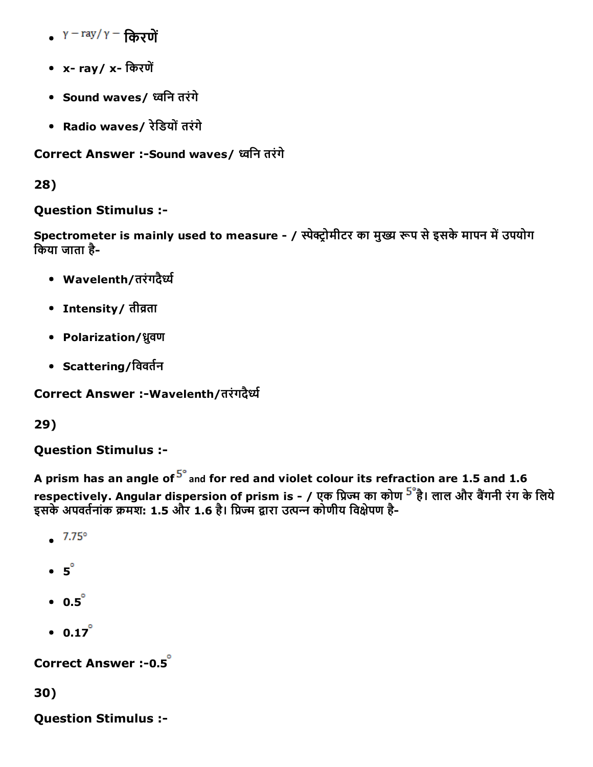- $\gamma - \text{ray}/\gamma -$ किरणें
- **x- ray/ x- किरणें**
- **Sound waves/ ध्वनि तरंगे**
- **Radio waves/ रेडियों तरंगे**

**Correct Answer :-Sound waves/ ध्वनि तरंगे**

**28)**

**Question Stimulus :-**

**Spectrometer is mainly used to measure - / स्पेक्ट्रोमीटर का मुख्य रूप से इसके मापन में उपयोग किया जाता है-**

- **Wavelenth/तरंगदैर्ध्य**
- **Intensity/ तीव्रता**
- **Polarization/ध्रुवण**
- **Scattering/विवर्तन**

**Correct Answer :-Wavelenth/तरंगदैर्ध्य**

**29)**

**Question Stimulus :-**

**A prism has an angle of $5^{\circ}$ and for red and violet colour its refraction are 1.5 and 1.6 respectively. Angular dispersion of prism is - / एक प्रिज्म का कोण $5^{\circ}$ है। लाल और बैंगनी रंग के लिये इसके अपवर्तनांक क्रमश: 1.5 और 1.6 है। प्रिज्म द्वारा उत्पन्न कोणीय विक्षेपण है-**

- $7.75^{\circ}$
- **$5^{\circ}$**
- **$0.5^{\circ}$**
- **$0.17^{\circ}$**

**Correct Answer :-$0.5^{\circ}$**

**30)**

**Question Stimulus :-**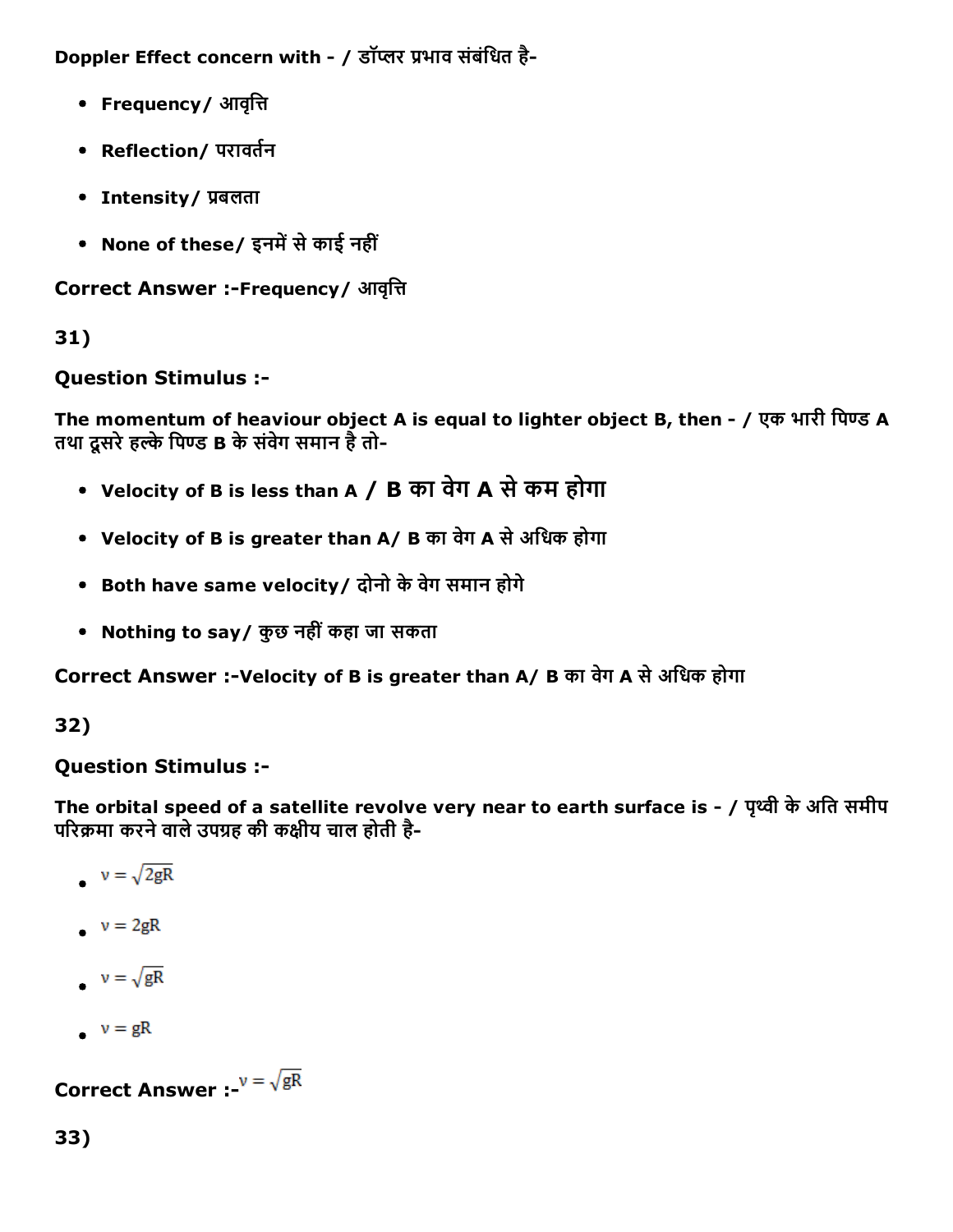Doppler Effect concern with - / डॉप्लर प्रभाव संबंधित है-

- **Frequency/ आवृत्ति**
- **Reflection/ परावर्तन**
- **Intensity/ प्रबलता**
- **None of these/ इनमें से काई नहीं**

**Correct Answer :-Frequency/ आवृत्ति**

**31)**

**Question Stimulus :-**

**The momentum of heaviour object A is equal to lighter object B, then - / एक भारी पिण्ड A तथा दूसरे हल्के पिण्ड B के संवेग समान है तो-**

- **Velocity of B is less than A / B का वेग A से कम होगा**
- **Velocity of B is greater than A/ B का वेग A से अधिक होगा**
- **Both have same velocity/ दोनो के वेग समान होगे**
- **Nothing to say/ कुछ नहीं कहा जा सकता**

**Correct Answer :-Velocity of B is greater than A/ B का वेग A से अधिक होगा**

**32)**

**Question Stimulus :-**

**The orbital speed of a satellite revolve very near to earth surface is - / पृथ्वी के अति समीप परिक्रमा करने वाले उपग्रह की कक्षीय चाल होती है-**

- $v = \sqrt{2gR}$
- $v = 2gR$
- $v = \sqrt{gR}$
- $v = gR$

**Correct Answer :-** $v = \sqrt{gR}$

**33)**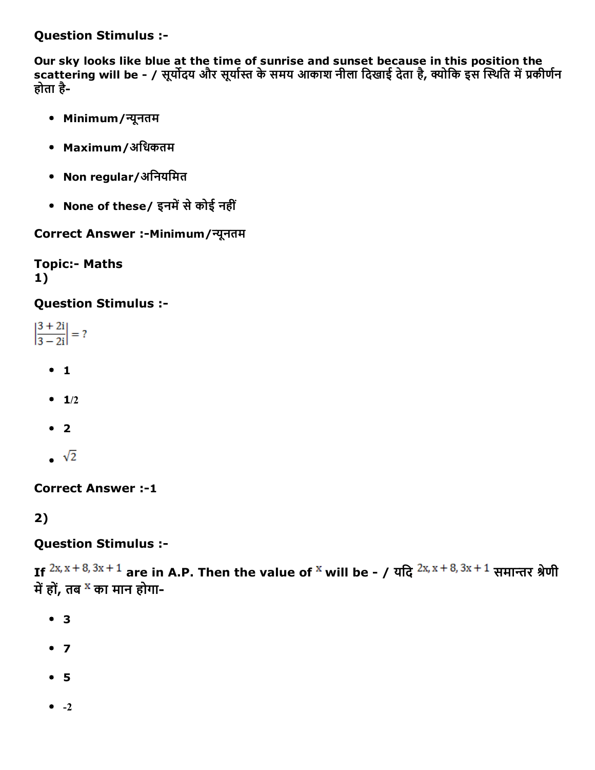**Question Stimulus :-**

**Our sky looks like blue at the time of sunrise and sunset because in this position the scattering will be - / सूर्योदय और सूर्यास्त के समय आकाश नीला दिखाई देता है, क्योकि इस स्थिति में प्रकीर्णन होता है-**

- **Minimum/न्यूनतम**
- **Maximum/अधिकतम**
- **Non regular/अनियमित**
- **None of these/ इनमें से कोई नहीं**

**Correct Answer :-Minimum/न्यूनतम**

**Topic:- Maths**

**1)**

**Question Stimulus :-**

$\left|\frac{3+2i}{3-2i}\right| = ?$

- **1**
- **1/2**
- **2**
- $\sqrt{2}$

**Correct Answer :-1**

**2)**

**Question Stimulus :-**

**If $2x, x+8, 3x+1$ are in A.P. Then the value of $x$ will be - / यदि $2x, x+8, 3x+1$ समान्तर श्रेणी में हों, तब $x$ का मान होगा-**

- **3**
- **7**
- **5**
- **-2**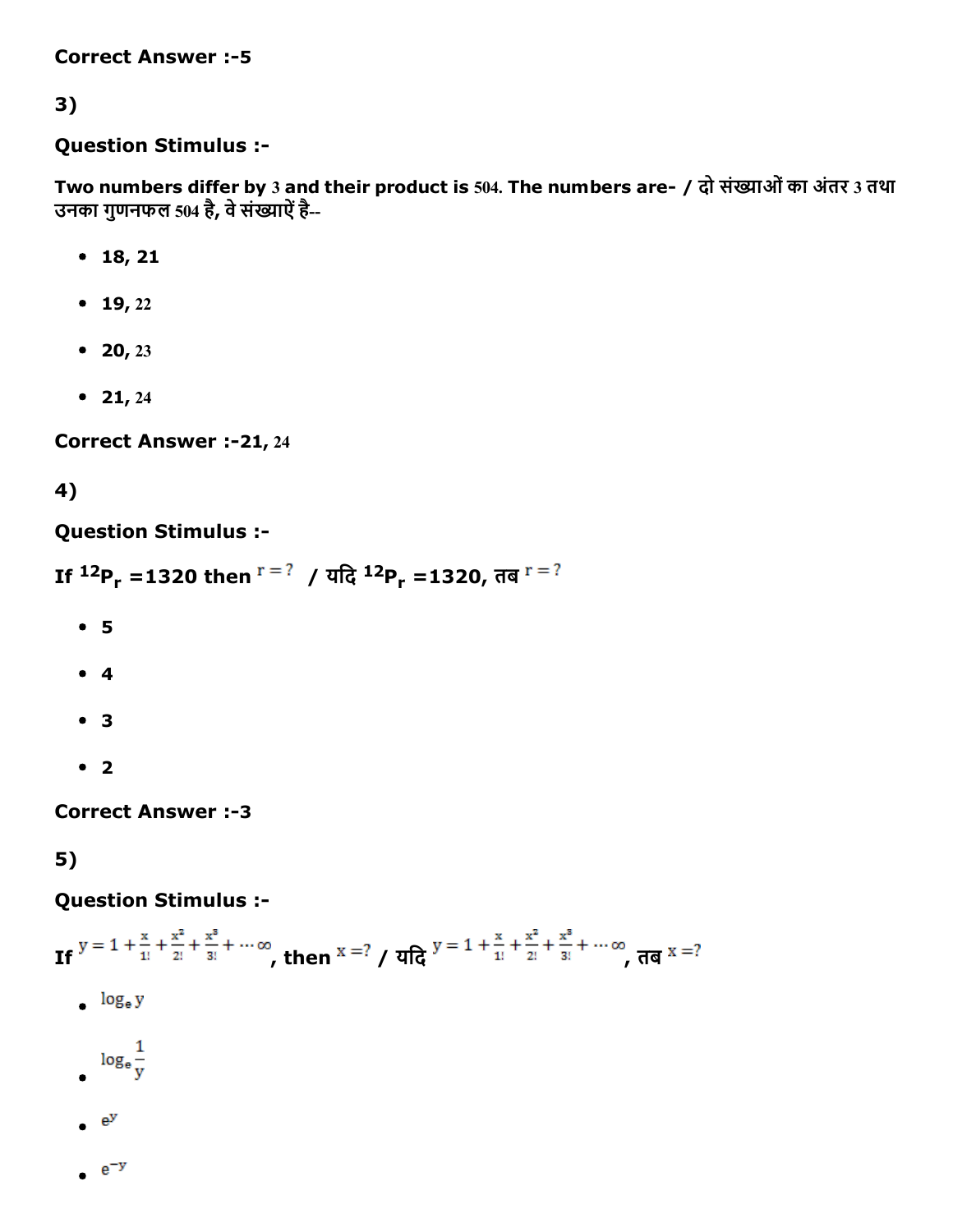Correct Answer :-5

3)

**Question Stimulus :-**

**Two numbers differ by 3 and their product is 504. The numbers are- / दो संख्याओं का अंतर 3 तथा उनका गुणनफल 504 है, वे संख्याऐं है--**

- **18, 21**
- **19, 22**
- **20, 23**
- **21, 24**

**Correct Answer :-21, 24**

4)

**Question Stimulus :-**

**If $^{12}P_r$ =1320 then $r=?$ / यदि $^{12}P_r$ =1320, तब $r=?$**

- **5**
- **4**
- **3**
- **2**

**Correct Answer :-3**

5)

**Question Stimulus :-**

**If $y=1+\frac{x}{1!}+\frac{x^2}{2!}+\frac{x^3}{3!}+\cdots\infty$, then $x=?$ / यदि $y=1+\frac{x}{1!}+\frac{x^2}{2!}+\frac{x^3}{3!}+\cdots\infty$, तब $x=?$**

- $\log_e y$
- $\log_e \frac{1}{y}$
- $e^y$
- $e^{-y}$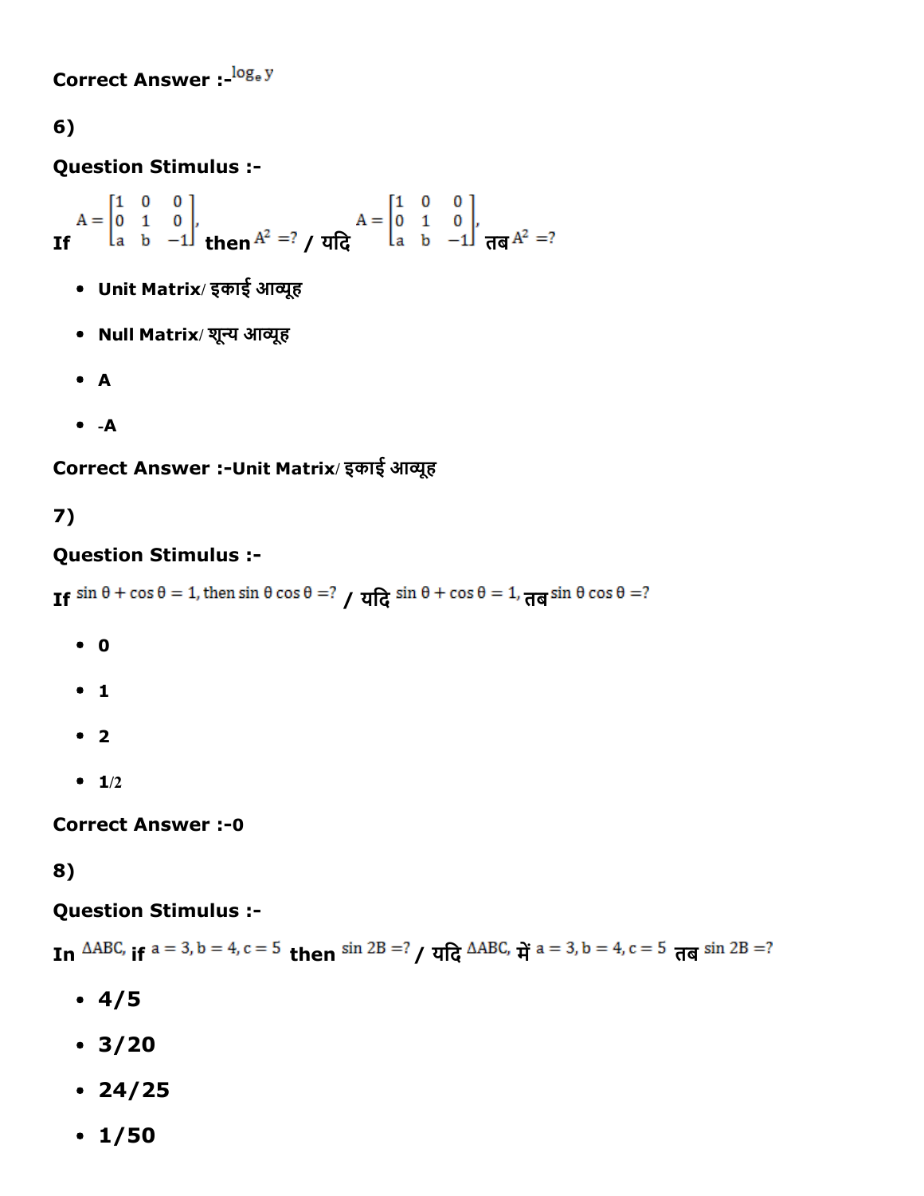**Correct Answer :-** $\log_e y$

**6)**

**Question Stimulus :-**

**If** $A = \begin{bmatrix} 1 & 0 & 0 \\ 0 & 1 & 0 \\ a & b & -1 \end{bmatrix}$, **then** $A^2 = ?$ **/ यदि** $A = \begin{bmatrix} 1 & 0 & 0 \\ 0 & 1 & 0 \\ a & b & -1 \end{bmatrix}$, **तब** $A^2 = ?$

- **Unit Matrix/ इकाई आव्यूह**
- **Null Matrix/ शून्य आव्यूह**
- **A**
- **-A**

**Correct Answer :-Unit Matrix/ इकाई आव्यूह**

**7)**

**Question Stimulus :-**

**If** $\sin\theta + \cos\theta = 1$, then $\sin\theta\cos\theta = ?$ **/ यदि** $\sin\theta + \cos\theta = 1$, **तब** $\sin\theta\cos\theta = ?$

- **0**
- **1**
- **2**
- **1/2**

**Correct Answer :-0**

**8)**

**Question Stimulus :-**

**In** $\Delta ABC$, **if** $a = 3, b = 4, c = 5$ **then** $\sin 2B = ?$ **/ यदि** $\Delta ABC$, **में** $a = 3, b = 4, c = 5$ **तब** $\sin 2B = ?$

- **4/5**
- **3/20**
- **24/25**
- **1/50**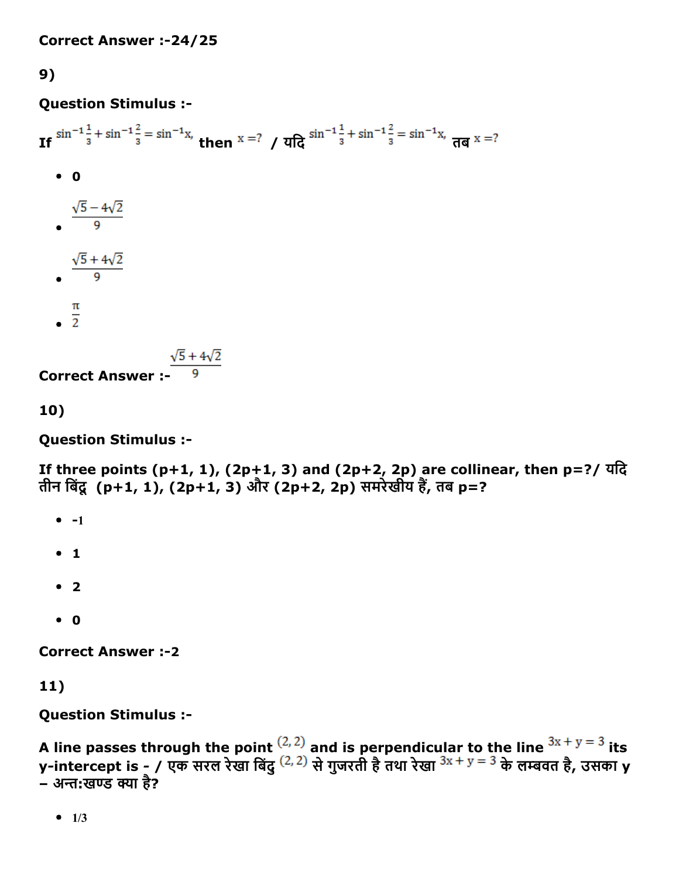Correct Answer :-24/25

9)

**Question Stimulus :-**

If $\sin^{-1}\frac{1}{3}+\sin^{-1}\frac{2}{3}=\sin^{-1}x,$ then $x=?$ / यदि $\sin^{-1}\frac{1}{3}+\sin^{-1}\frac{2}{3}=\sin^{-1}x,$ तब $x=?$

- 0
- $\frac{\sqrt{5}-4\sqrt{2}}{9}$
- $\frac{\sqrt{5}+4\sqrt{2}}{9}$
- $\frac{\pi}{2}$

Correct Answer :- $\frac{\sqrt{5}+4\sqrt{2}}{9}$

10)

**Question Stimulus :-**

**If three points (p+1, 1), (2p+1, 3) and (2p+2, 2p) are collinear, then p=?/ यदि तीन बिंदू (p+1, 1), (2p+1, 3) और (2p+2, 2p) समरेखीय हैं, तब p=?**

- -1
- 1
- 2
- 0

Correct Answer :-2

11)

**Question Stimulus :-**

**A line passes through the point $(2, 2)$ and is perpendicular to the line $3x+y=3$ its y-intercept is - / एक सरल रेखा बिंदु $(2, 2)$ से गुजरती है तथा रेखा $3x+y=3$ के लम्बवत है, उसका y – अन्त:खण्ड क्या है?**

- 1/3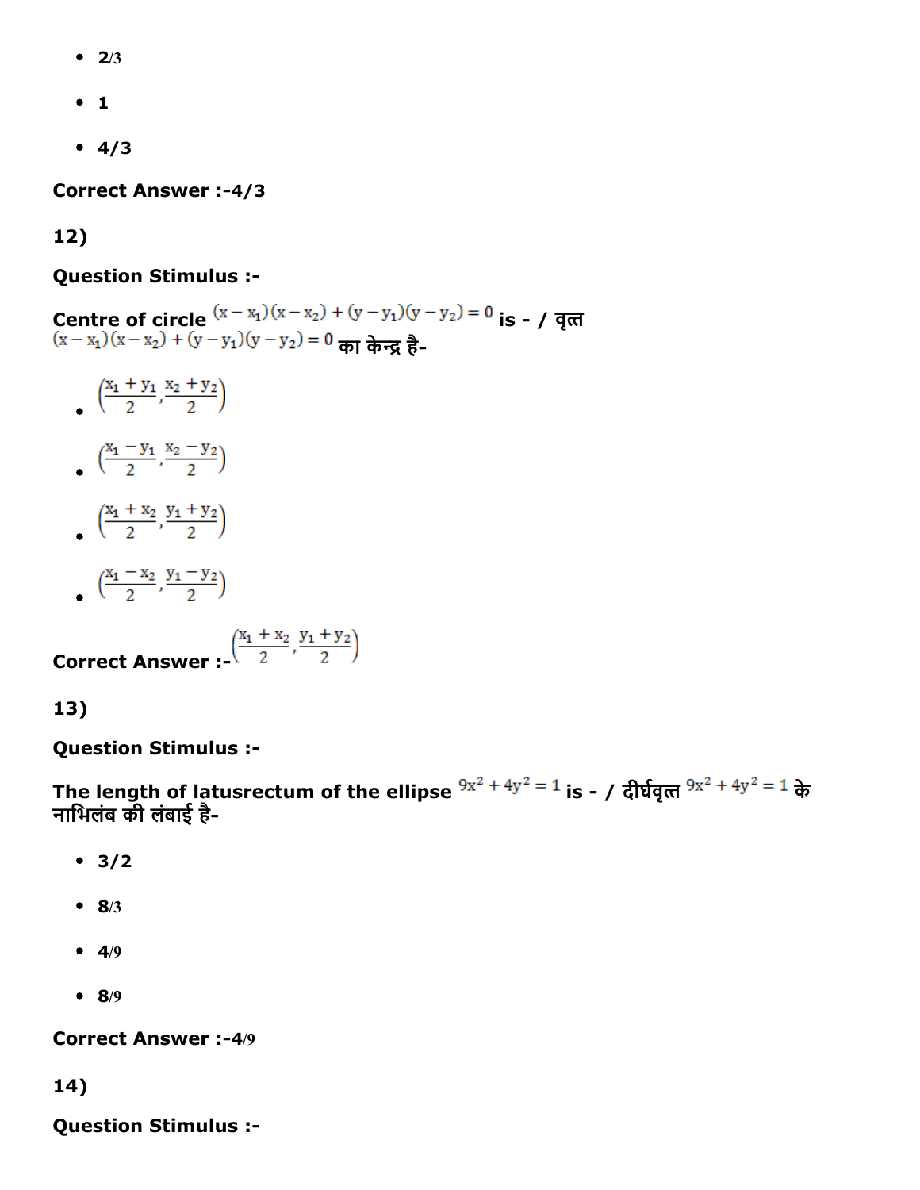- 2/3
- 1
- 4/3

**Correct Answer :-4/3**

**12)**

**Question Stimulus :-**

**Centre of circle** $(x - x_1)(x - x_2) + (y - y_1)(y - y_2) = 0$ **is - / वृत्त** $(x - x_1)(x - x_2) + (y - y_1)(y - y_2) = 0$ **का केन्द्र है-**

- $\left(\frac{x_1 + y_1}{2}, \frac{x_2 + y_2}{2}\right)$
- $\left(\frac{x_1 - y_1}{2}, \frac{x_2 - y_2}{2}\right)$
- $\left(\frac{x_1 + x_2}{2}, \frac{y_1 + y_2}{2}\right)$
- $\left(\frac{x_1 - x_2}{2}, \frac{y_1 - y_2}{2}\right)$

**Correct Answer :-** $\left(\frac{x_1 + x_2}{2}, \frac{y_1 + y_2}{2}\right)$

**13)**

**Question Stimulus :-**

**The length of latusrectum of the ellipse** $9x^2 + 4y^2 = 1$ **is - / दीर्घवृत्त** $9x^2 + 4y^2 = 1$ **के नाभिलंब की लंबाई है-**

- 3/2
- 8/3
- 4/9
- 8/9

**Correct Answer :-4/9**

**14)**

**Question Stimulus :-**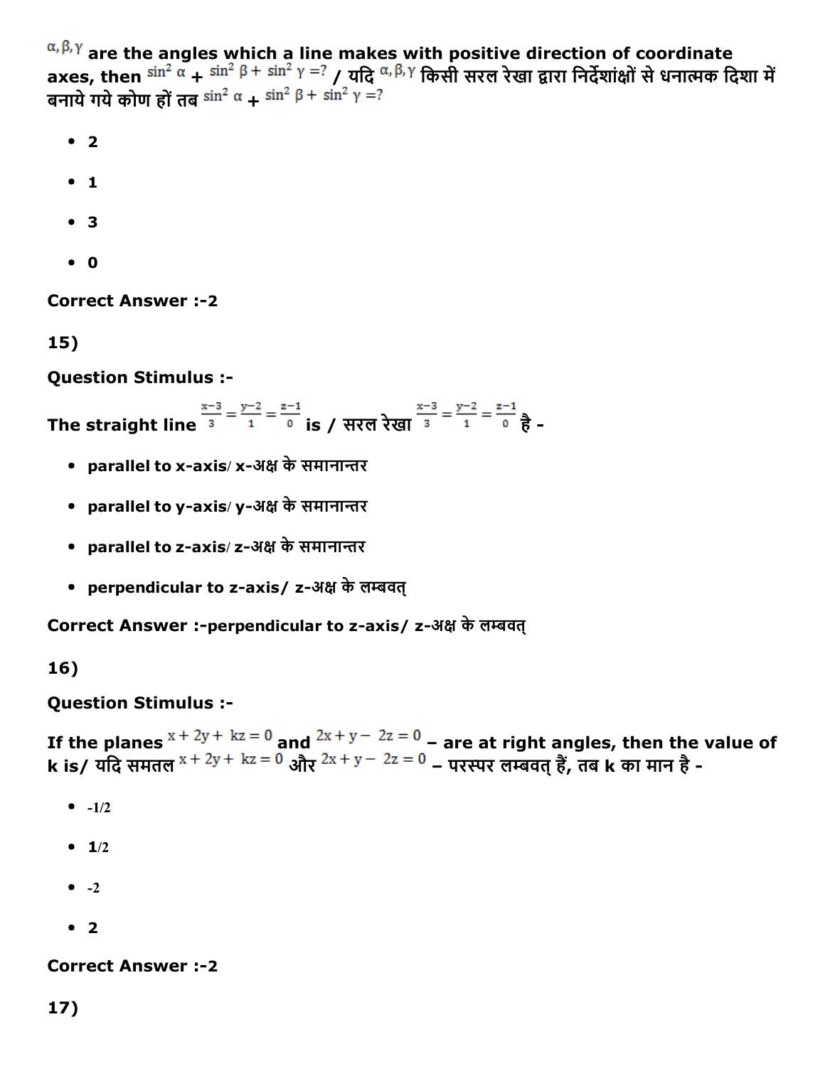$\alpha, \beta, \gamma$ **are the angles which a line makes with positive direction of coordinate axes, then** $\sin^2\alpha + \sin^2\beta + \sin^2\gamma = ?$ **/ यदि** $\alpha, \beta, \gamma$ **किसी सरल रेखा द्वारा निर्देशांक्षों से धनात्मक दिशा में बनाये गये कोण हों तब** $\sin^2\alpha + \sin^2\beta + \sin^2\gamma = ?$

- **2**
- **1**
- **3**
- **0**

**Correct Answer :-2**

**15)**

**Question Stimulus :-**

**The straight line** $\frac{x-3}{3} = \frac{y-2}{1} = \frac{z-1}{0}$ **is / सरल रेखा** $\frac{x-3}{3} = \frac{y-2}{1} = \frac{z-1}{0}$ **है -**

- **parallel to x-axis/ x-अक्ष के समानान्तर**
- **parallel to y-axis/ y-अक्ष के समानान्तर**
- **parallel to z-axis/ z-अक्ष के समानान्तर**
- **perpendicular to z-axis/ z-अक्ष के लम्बवत्**

**Correct Answer :-perpendicular to z-axis/ z-अक्ष के लम्बवत्**

**16)**

**Question Stimulus :-**

**If the planes** $x + 2y + kz = 0$ **and** $2x + y - 2z = 0$ **– are at right angles, then the value of k is/ यदि समतल** $x + 2y + kz = 0$ **और** $2x + y - 2z = 0$ **– परस्पर लम्बवत् हैं, तब k का मान है -**

- -1/2
- **1**/2
- -2
- **2**

**Correct Answer :-2**

**17)**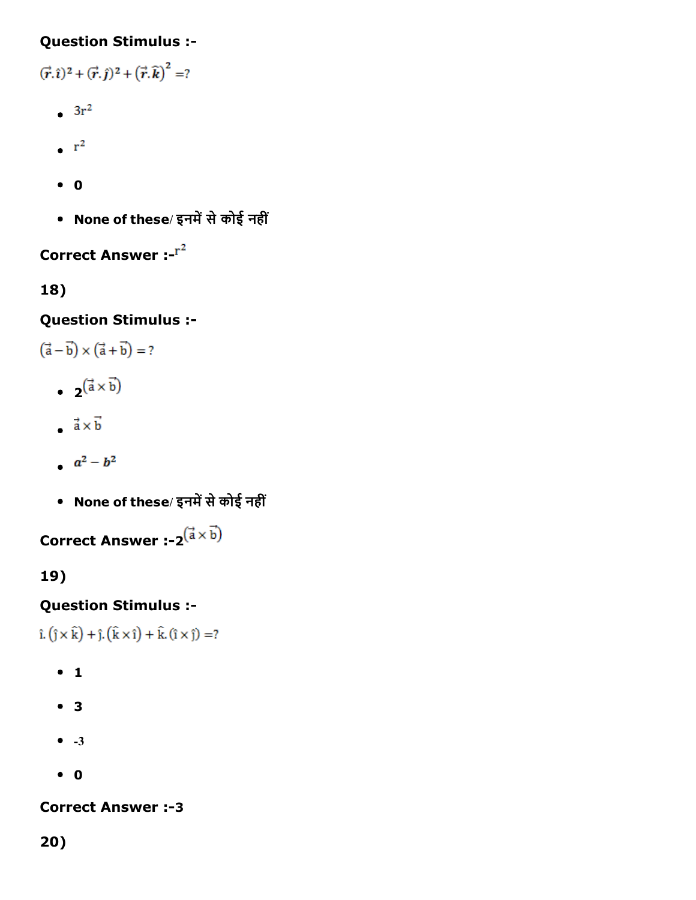**Question Stimulus :-**

$(\vec{r}.\hat{i})^2 + (\vec{r}.\hat{j})^2 + (\vec{r}.\hat{k})^2 = ?$

- $3r^2$
- $r^2$
- **0**
- **None of these/ इनमें से कोई नहीं**

**Correct Answer :-** $r^2$

**18)**

**Question Stimulus :-**

$(\vec{a} - \vec{b}) \times (\vec{a} + \vec{b}) = ?$

- **2**$(\vec{a} \times \vec{b})$
- $\vec{a} \times \vec{b}$
- $a^2 - b^2$
- **None of these/ इनमें से कोई नहीं**

**Correct Answer :-2**$(\vec{a} \times \vec{b})$

**19)**

**Question Stimulus :-**

$\hat{i}.(\hat{j} \times \hat{k}) + \hat{j}.(\hat{k} \times \hat{i}) + \hat{k}.(\hat{i} \times \hat{j}) = ?$

- **1**
- **3**
- -3
- **0**

**Correct Answer :-3**

**20)**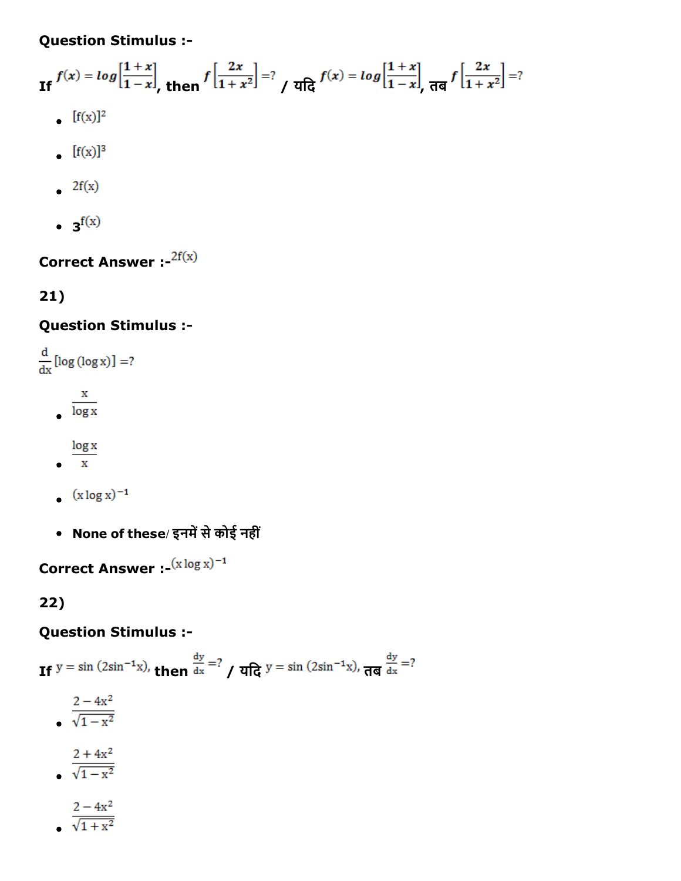**Question Stimulus :-**

If $f(x) = log\left[\frac{1+x}{1-x}\right]$, then $f\left[\frac{2x}{1+x^2}\right] = ?$ / यदि $f(x) = log\left[\frac{1+x}{1-x}\right]$, तब $f\left[\frac{2x}{1+x^2}\right] = ?$

- $[f(x)]^2$
- $[f(x)]^3$
- $2f(x)$
- $3^{f(x)}$

**Correct Answer :-** $2f(x)$

**21)**

**Question Stimulus :-**

$\frac{d}{dx}[\log(\log x)] = ?$

- $\frac{x}{\log x}$
- $\frac{\log x}{x}$
- $(x \log x)^{-1}$
- **None of these/ इनमें से कोई नहीं**

**Correct Answer :-** $(x \log x)^{-1}$

**22)**

**Question Stimulus :-**

If $y = \sin(2\sin^{-1}x)$, then $\frac{dy}{dx} = ?$ / यदि $y = \sin(2\sin^{-1}x)$, तब $\frac{dy}{dx} = ?$

- $\frac{2-4x^2}{\sqrt{1-x^2}}$
- $\frac{2+4x^2}{\sqrt{1-x^2}}$
- $\frac{2-4x^2}{\sqrt{1+x^2}}$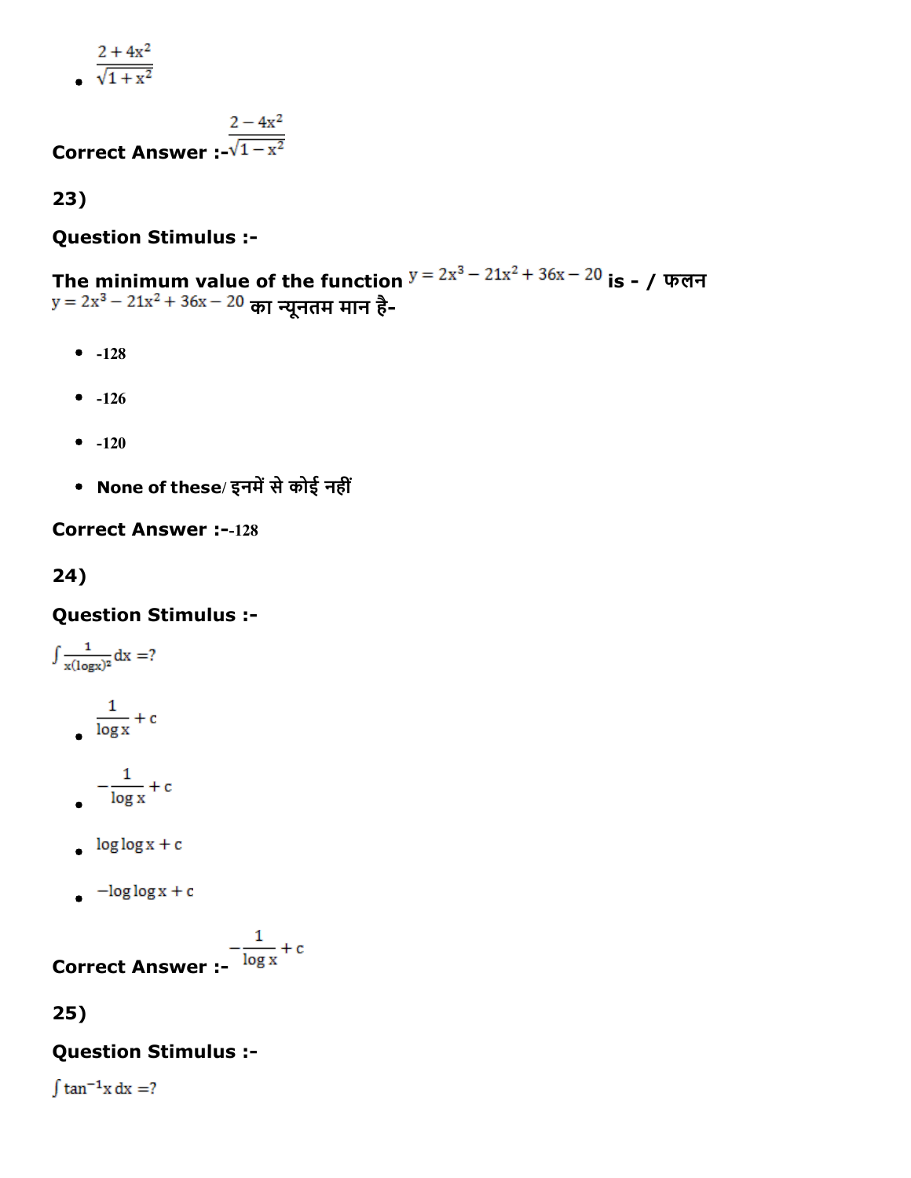- $\frac{2+4x^2}{\sqrt{1+x^2}}$

**Correct Answer :-** $\frac{2-4x^2}{\sqrt{1-x^2}}$

**23)**

**Question Stimulus :-**

**The minimum value of the function** $y = 2x^3 - 21x^2 + 36x - 20$ **is - / फलन** $y = 2x^3 - 21x^2 + 36x - 20$ **का न्यूनतम मान है-**

- -128
- -126
- -120
- **None of these/ इनमें से कोई नहीं**

**Correct Answer :-**-128

**24)**

**Question Stimulus :-**

$\int \frac{1}{x(\log x)^2} dx = ?$

- $\frac{1}{\log x} + c$
- $-\frac{1}{\log x} + c$
- $\log \log x + c$
- $-\log \log x + c$

**Correct Answer :-** $-\frac{1}{\log x} + c$

**25)**

**Question Stimulus :-**

$\int \tan^{-1} x \, dx = ?$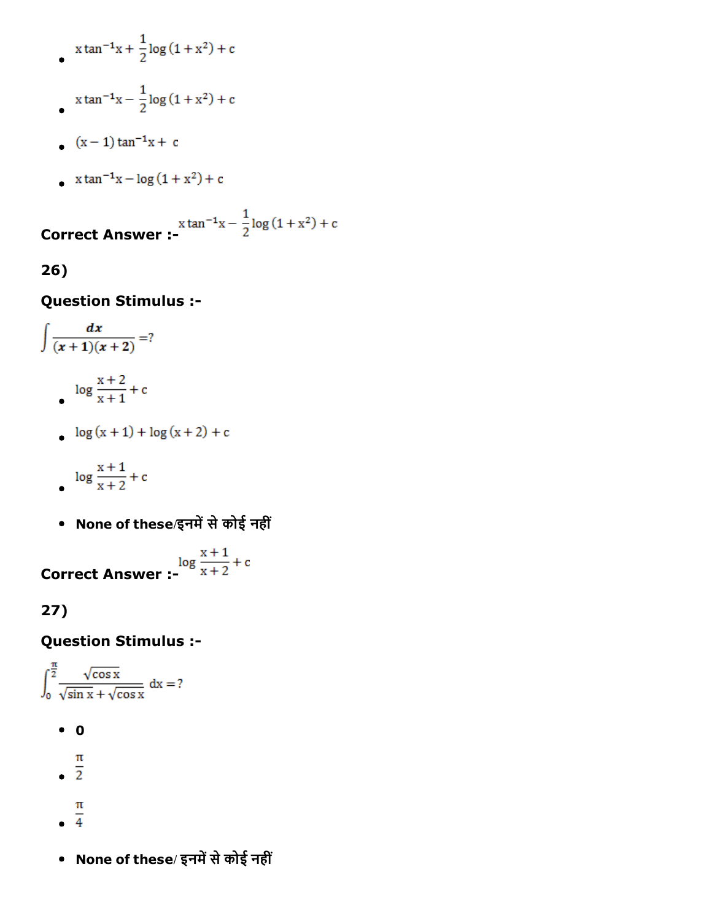- $x\tan^{-1}x + \frac{1}{2}\log(1+x^2) + c$
- $x\tan^{-1}x - \frac{1}{2}\log(1+x^2) + c$
- $(x-1)\tan^{-1}x + c$
- $x\tan^{-1}x - \log(1+x^2) + c$

**Correct Answer :-** $x\tan^{-1}x - \frac{1}{2}\log(1+x^2) + c$

**26)**

**Question Stimulus :-**

$$\int \frac{dx}{(x+1)(x+2)} = ?$$

- $\log\frac{x+2}{x+1} + c$
- $\log(x+1) + \log(x+2) + c$
- $\log\frac{x+1}{x+2} + c$
- **None of these/इनमें से कोई नहीं**

**Correct Answer :-** $\log\frac{x+1}{x+2} + c$

**27)**

**Question Stimulus :-**

$$\int_0^{\frac{\pi}{2}} \frac{\sqrt{\cos x}}{\sqrt{\sin x} + \sqrt{\cos x}}\, dx = ?$$

- **0**
- $\frac{\pi}{2}$
- $\frac{\pi}{4}$
- **None of these/ इनमें से कोई नहीं**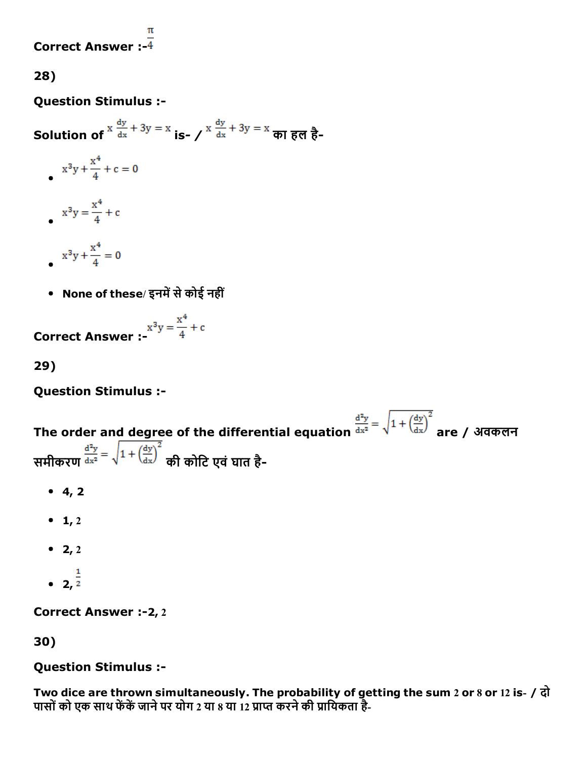**Correct Answer :-** $\frac{\pi}{4}$

**28)**

**Question Stimulus :-**

**Solution of** $x\frac{dy}{dx} + 3y = x$ **is- /** $x\frac{dy}{dx} + 3y = x$ **का हल है-**

- $x^3y + \frac{x^4}{4} + c = 0$
- $x^3y = \frac{x^4}{4} + c$
- $x^3y + \frac{x^4}{4} = 0$
- **None of these/ इनमें से कोई नहीं**

**Correct Answer :-** $x^3y = \frac{x^4}{4} + c$

**29)**

**Question Stimulus :-**

**The order and degree of the differential equation** $\frac{d^2y}{dx^2} = \sqrt{1 + \left(\frac{dy}{dx}\right)^2}$ **are / अवकलन समीकरण** $\frac{d^2y}{dx^2} = \sqrt{1 + \left(\frac{dy}{dx}\right)^2}$ **की कोटि एवं घात है-**

- **4, 2**
- **1,** 2
- **2,** 2
- **2,** $\frac{1}{2}$

**Correct Answer :-2,** 2

**30)**

**Question Stimulus :-**

**Two dice are thrown simultaneously. The probability of getting the sum** 2 **or** 8 **or** 12 **is- / दो पासों को एक साथ फेंकें जाने पर योग** 2 **या** 8 **या** 12 **प्राप्त करने की प्रायिकता है-**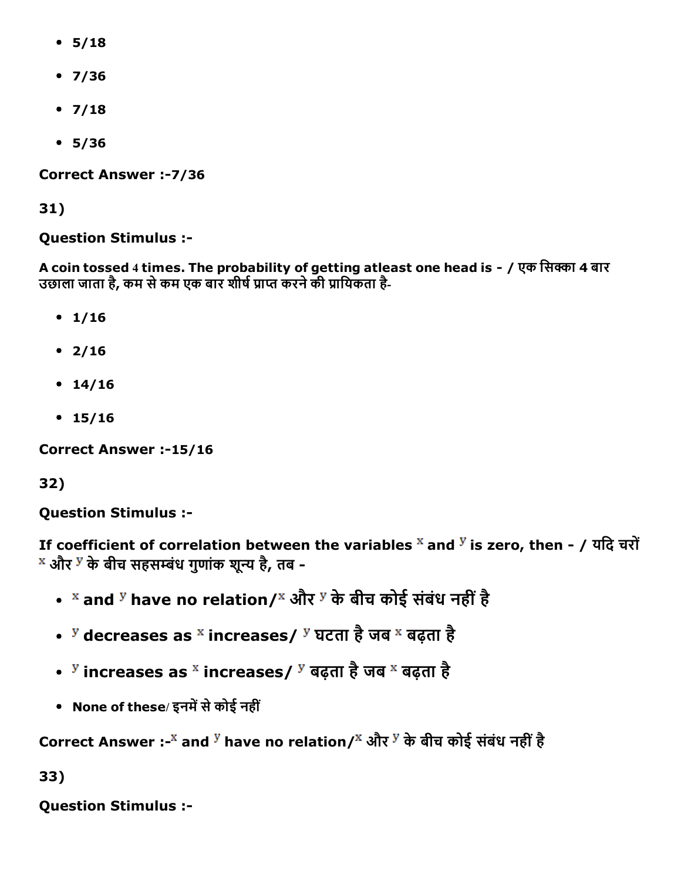- 5/18
- 7/36
- 7/18
- 5/36

**Correct Answer :-7/36**

**31)**

**Question Stimulus :-**

**A coin tossed 4 times. The probability of getting atleast one head is - / एक सिक्का 4 बार उछाला जाता है, कम से कम एक बार शीर्ष प्राप्त करने की प्रायिकता है-**

- 1/16
- 2/16
- 14/16
- 15/16

**Correct Answer :-15/16**

**32)**

**Question Stimulus :-**

**If coefficient of correlation between the variables $x$ and $y$ is zero, then - / यदि चरों $x$ और $y$ के बीच सहसम्बंध गुणांक शून्य है, तब -**

- $x$ and $y$ have no relation/ $x$ और $y$ के बीच कोई संबंध नहीं है
- $y$ decreases as $x$ increases/ $y$ घटता है जब $x$ बढ़ता है
- $y$ increases as $x$ increases/ $y$ बढ़ता है जब $x$ बढ़ता है
- None of these/ इनमें से कोई नहीं

**Correct Answer :-$x$ and $y$ have no relation/ $x$ और $y$ के बीच कोई संबंध नहीं है**

**33)**

**Question Stimulus :-**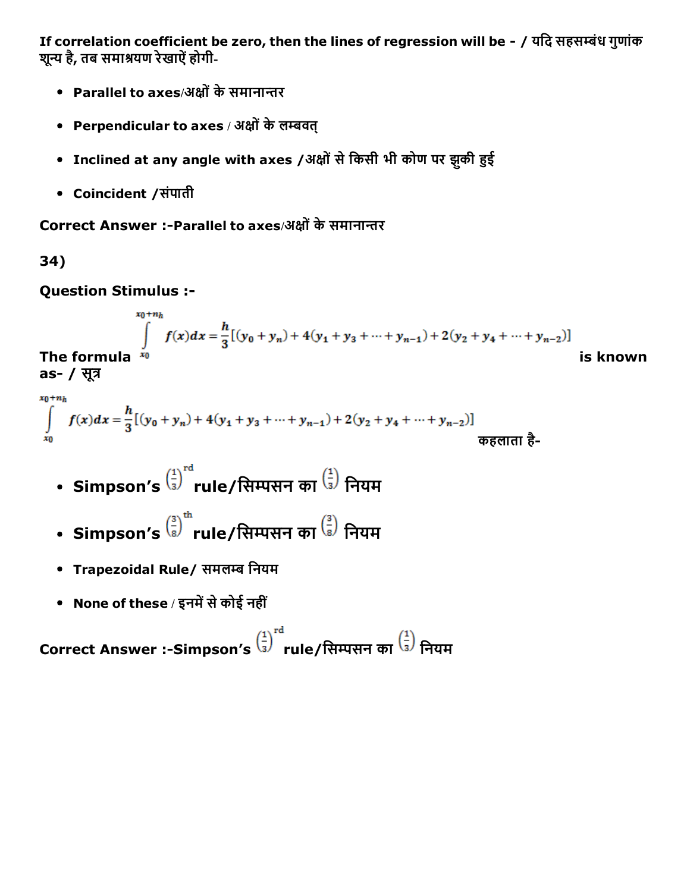**If correlation coefficient be zero, then the lines of regression will be - / यदि सहसम्बंध गुणांक शून्य है, तब समाश्रयण रेखाऐं होगी-**

- **Parallel to axes/अक्षों के समानान्तर**
- **Perpendicular to axes / अक्षों के लम्बवत्**
- **Inclined at any angle with axes /अक्षों से किसी भी कोण पर झुकी हुई**
- **Coincident /संपाती**

**Correct Answer :-Parallel to axes/अक्षों के समानान्तर**

**34)**

**Question Stimulus :-**

**The formula** $\int_{x_0}^{x_0+nh} f(x)dx = \frac{h}{3}[(y_0 + y_n) + 4(y_1 + y_3 + \cdots + y_{n-1}) + 2(y_2 + y_4 + \cdots + y_{n-2})]$ **is known as- / सूत्र**

$$\int_{x_0}^{x_0+nh} f(x)dx = \frac{h}{3}[(y_0 + y_n) + 4(y_1 + y_3 + \cdots + y_{n-1}) + 2(y_2 + y_4 + \cdots + y_{n-2})]$$

**कहलाता है-**

- **Simpson's** $\left(\frac{1}{3}\right)^{rd}$ **rule/सिम्पसन का** $\left(\frac{1}{3}\right)$ **नियम**
- **Simpson's** $\left(\frac{3}{8}\right)^{th}$ **rule/सिम्पसन का** $\left(\frac{3}{8}\right)$ **नियम**
- **Trapezoidal Rule/ समलम्ब नियम**
- **None of these / इनमें से कोई नहीं**

**Correct Answer :-Simpson's** $\left(\frac{1}{3}\right)^{rd}$ **rule/सिम्पसन का** $\left(\frac{1}{3}\right)$ **नियम**